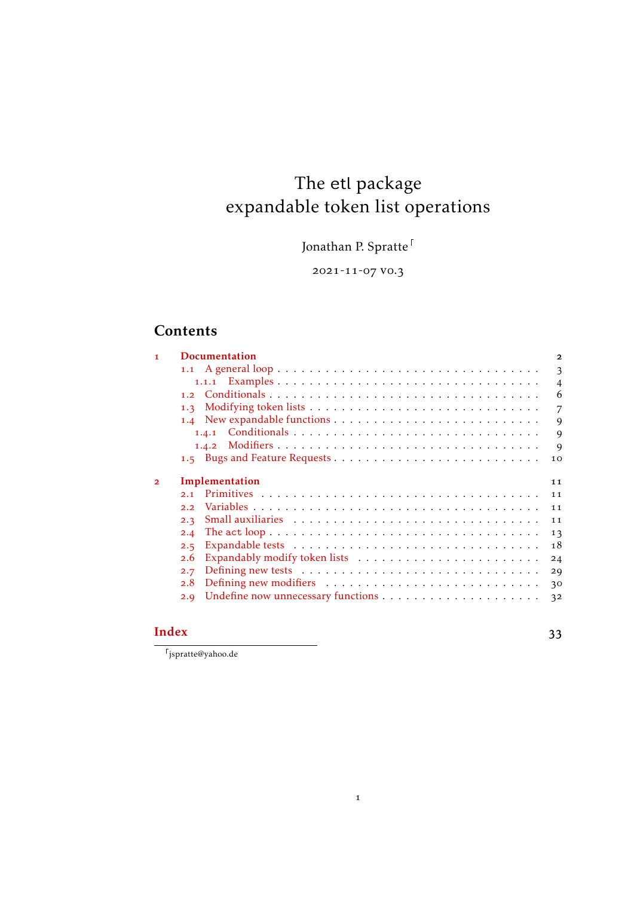# The etl package
# expandable token list operations

Jonathan P. Spratte[*]

2021-11-07 v0.3

## Contents

1 Documentation 2
- 1.1 A general loop 3
  - 1.1.1 Examples 4
- 1.2 Conditionals 6
- 1.3 Modifying token lists 7
- 1.4 New expandable functions 9
  - 1.4.1 Conditionals 9
  - 1.4.2 Modifiers 9
- 1.5 Bugs and Feature Requests 10

2 Implementation 11
- 2.1 Primitives 11
- 2.2 Variables 11
- 2.3 Small auxiliaries 11
- 2.4 The act loop 13
- 2.5 Expandable tests 18
- 2.6 Expandably modify token lists 24
- 2.7 Defining new tests 29
- 2.8 Defining new modifiers 30
- 2.9 Undefine now unnecessary functions 32

Index 33

[*] jspratte@yahoo.de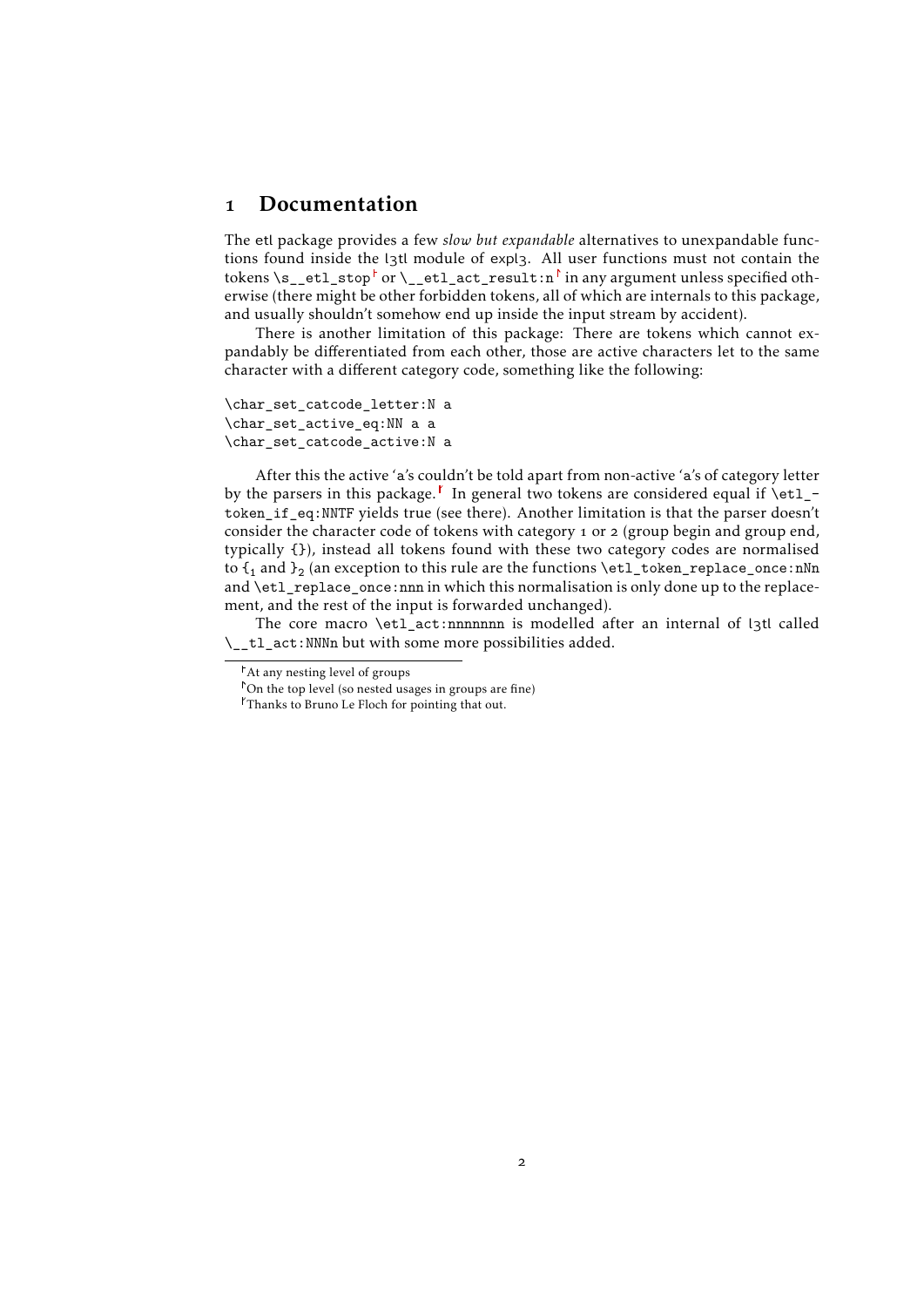# 1 Documentation

The etl package provides a few *slow but expandable* alternatives to unexpandable functions found inside the l3tl module of expl3. All user functions must not contain the tokens `\s__etl_stop`[a] or `\__etl_act_result:n`[b] in any argument unless specified otherwise (there might be other forbidden tokens, all of which are internals to this package, and usually shouldn't somehow end up inside the input stream by accident).

There is another limitation of this package: There are tokens which cannot expandably be differentiated from each other, those are active characters let to the same character with a different category code, something like the following:

```
\char_set_catcode_letter:N a
\char_set_active_eq:NN a a
\char_set_catcode_active:N a
```

After this the active 'a's couldn't be told apart from non-active 'a's of category letter by the parsers in this package.[c] In general two tokens are considered equal if `\etl_token_if_eq:NNTF` yields true (see there). Another limitation is that the parser doesn't consider the character code of tokens with category 1 or 2 (group begin and group end, typically {}), instead all tokens found with these two category codes are normalised to $\{_1$ and $\}_2$ (an exception to this rule are the functions `\etl_token_replace_once:nNn` and `\etl_replace_once:nnn` in which this normalisation is only done up to the replacement, and the rest of the input is forwarded unchanged).

The core macro `\etl_act:nnnnnnn` is modelled after an internal of l3tl called `\__tl_act:NNNn` but with some more possibilities added.

---

[a] At any nesting level of groups

[b] On the top level (so nested usages in groups are fine)

[c] Thanks to Bruno Le Floch for pointing that out.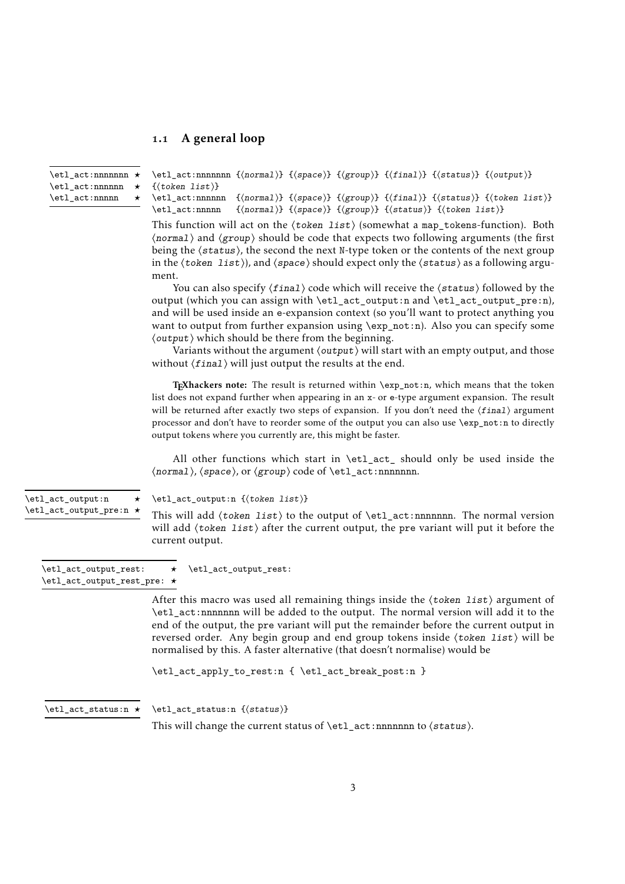### 1.1 A general loop

```
\etl_act:nnnnnnn ★
\etl_act:nnnnnn  ★
\etl_act:nnnnn   ★
```

```
\etl_act:nnnnnnn {⟨normal⟩} {⟨space⟩} {⟨group⟩} {⟨final⟩} {⟨status⟩} {⟨output⟩}
{⟨token list⟩}
\etl_act:nnnnnn  {⟨normal⟩} {⟨space⟩} {⟨group⟩} {⟨final⟩} {⟨status⟩} {⟨token list⟩}
\etl_act:nnnnn   {⟨normal⟩} {⟨space⟩} {⟨group⟩} {⟨status⟩} {⟨token list⟩}
```

This function will act on the ⟨*token list*⟩ (somewhat a map_tokens-function). Both ⟨*normal*⟩ and ⟨*group*⟩ should be code that expects two following arguments (the first being the ⟨*status*⟩, the second the next N-type token or the contents of the next group in the ⟨*token list*⟩), and ⟨*space*⟩ should expect only the ⟨*status*⟩ as a following argument.

You can also specify ⟨*final*⟩ code which will receive the ⟨*status*⟩ followed by the output (which you can assign with \etl_act_output:n and \etl_act_output_pre:n), and will be used inside an e-expansion context (so you'll want to protect anything you want to output from further expansion using \exp_not:n). Also you can specify some ⟨*output*⟩ which should be there from the beginning.

Variants without the argument ⟨*output*⟩ will start with an empty output, and those without ⟨*final*⟩ will just output the results at the end.

**TEXhackers note:** The result is returned within \exp_not:n, which means that the token list does not expand further when appearing in an x- or e-type argument expansion. The result will be returned after exactly two steps of expansion. If you don't need the ⟨*final*⟩ argument processor and don't have to reorder some of the output you can also use \exp_not:n to directly output tokens where you currently are, this might be faster.

All other functions which start in \etl_act_ should only be used inside the ⟨*normal*⟩, ⟨*space*⟩, or ⟨*group*⟩ code of \etl_act:nnnnnnn.

```
\etl_act_output:n     ★
\etl_act_output_pre:n ★
```

```
\etl_act_output:n {⟨token list⟩}
```

This will add ⟨*token list*⟩ to the output of \etl_act:nnnnnnn. The normal version will add ⟨*token list*⟩ after the current output, the pre variant will put it before the current output.

```
\etl_act_output_rest:     ★
\etl_act_output_rest_pre: ★
```

```
\etl_act_output_rest:
```

After this macro was used all remaining things inside the ⟨*token list*⟩ argument of \etl_act:nnnnnnn will be added to the output. The normal version will add it to the end of the output, the pre variant will put the remainder before the current output in reversed order. Any begin group and end group tokens inside ⟨*token list*⟩ will be normalised by this. A faster alternative (that doesn't normalise) would be

```
\etl_act_apply_to_rest:n { \etl_act_break_post:n }
```

```
\etl_act_status:n ★
```

```
\etl_act_status:n {⟨status⟩}
```

This will change the current status of \etl_act:nnnnnnn to ⟨*status*⟩.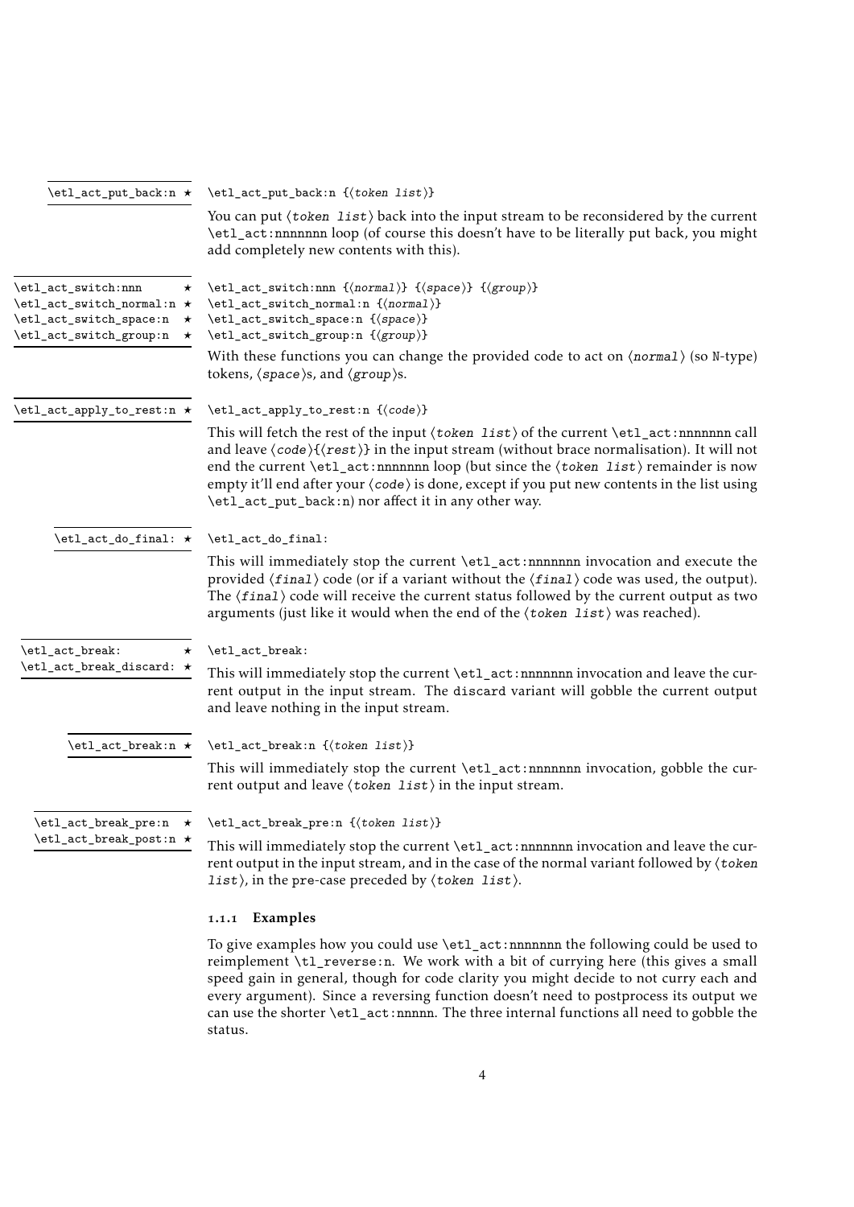`\etl_act_put_back:n` ★

`\etl_act_put_back:n {⟨token list⟩}`

You can put ⟨token list⟩ back into the input stream to be reconsidered by the current `\etl_act:nnnnnnn` loop (of course this doesn't have to be literally put back, you might add completely new contents with this).

`\etl_act_switch:nnn` ★
`\etl_act_switch_normal:n` ★
`\etl_act_switch_space:n` ★
`\etl_act_switch_group:n` ★

`\etl_act_switch:nnn {⟨normal⟩} {⟨space⟩} {⟨group⟩}`
`\etl_act_switch_normal:n {⟨normal⟩}`
`\etl_act_switch_space:n {⟨space⟩}`
`\etl_act_switch_group:n {⟨group⟩}`

With these functions you can change the provided code to act on ⟨normal⟩ (so N-type) tokens, ⟨space⟩s, and ⟨group⟩s.

`\etl_act_apply_to_rest:n` ★

`\etl_act_apply_to_rest:n {⟨code⟩}`

This will fetch the rest of the input ⟨token list⟩ of the current `\etl_act:nnnnnnn` call and leave ⟨code⟩{⟨rest⟩} in the input stream (without brace normalisation). It will not end the current `\etl_act:nnnnnnn` loop (but since the ⟨token list⟩ remainder is now empty it'll end after your ⟨code⟩ is done, except if you put new contents in the list using `\etl_act_put_back:n`) nor affect it in any other way.

`\etl_act_do_final:` ★

`\etl_act_do_final:`

This will immediately stop the current `\etl_act:nnnnnnn` invocation and execute the provided ⟨final⟩ code (or if a variant without the ⟨final⟩ code was used, the output). The ⟨final⟩ code will receive the current status followed by the current output as two arguments (just like it would when the end of the ⟨token list⟩ was reached).

`\etl_act_break:` ★
`\etl_act_break_discard:` ★

`\etl_act_break:`

This will immediately stop the current `\etl_act:nnnnnnn` invocation and leave the current output in the input stream. The discard variant will gobble the current output and leave nothing in the input stream.

`\etl_act_break:n` ★

`\etl_act_break:n {⟨token list⟩}`

This will immediately stop the current `\etl_act:nnnnnnn` invocation, gobble the current output and leave ⟨token list⟩ in the input stream.

`\etl_act_break_pre:n` ★
`\etl_act_break_post:n` ★

`\etl_act_break_pre:n {⟨token list⟩}`

This will immediately stop the current `\etl_act:nnnnnnn` invocation and leave the current output in the input stream, and in the case of the normal variant followed by ⟨token list⟩, in the pre-case preceded by ⟨token list⟩.

### 1.1.1 Examples

To give examples how you could use `\etl_act:nnnnnnn` the following could be used to reimplement `\tl_reverse:n`. We work with a bit of currying here (this gives a small speed gain in general, though for code clarity you might decide to not curry each and every argument). Since a reversing function doesn't need to postprocess its output we can use the shorter `\etl_act:nnnnn`. The three internal functions all need to gobble the status.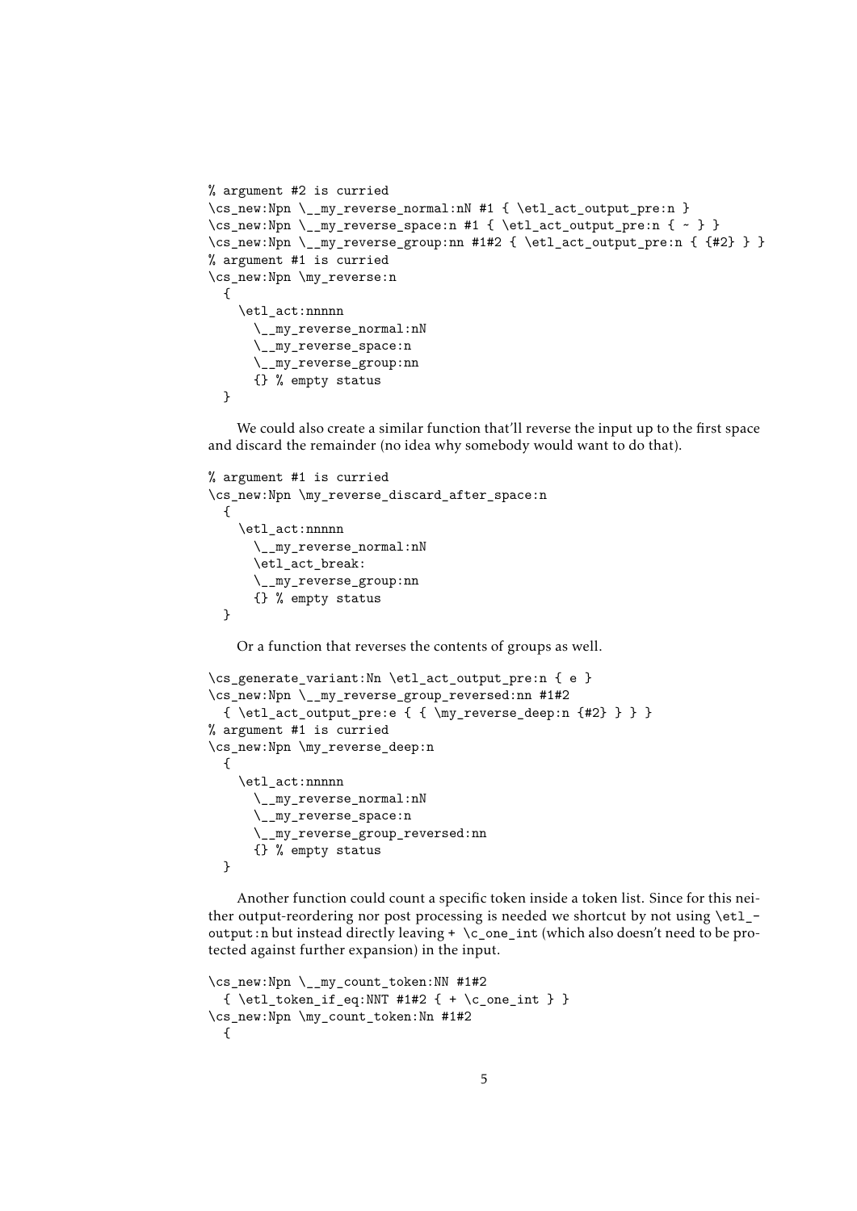```
% argument #2 is curried
\cs_new:Npn \__my_reverse_normal:nN #1 { \etl_act_output_pre:n }
\cs_new:Npn \__my_reverse_space:n #1 { \etl_act_output_pre:n { ~ } }
\cs_new:Npn \__my_reverse_group:nn #1#2 { \etl_act_output_pre:n { {#2} } }
% argument #1 is curried
\cs_new:Npn \my_reverse:n
  {
    \etl_act:nnnnn
      \__my_reverse_normal:nN
      \__my_reverse_space:n
      \__my_reverse_group:nn
      {} % empty status
  }
```

We could also create a similar function that'll reverse the input up to the first space and discard the remainder (no idea why somebody would want to do that).

```
% argument #1 is curried
\cs_new:Npn \my_reverse_discard_after_space:n
  {
    \etl_act:nnnnn
      \__my_reverse_normal:nN
      \etl_act_break:
      \__my_reverse_group:nn
      {} % empty status
  }
```

Or a function that reverses the contents of groups as well.

```
\cs_generate_variant:Nn \etl_act_output_pre:n { e }
\cs_new:Npn \__my_reverse_group_reversed:nn #1#2
  { \etl_act_output_pre:e { { \my_reverse_deep:n {#2} } } }
% argument #1 is curried
\cs_new:Npn \my_reverse_deep:n
  {
    \etl_act:nnnnn
      \__my_reverse_normal:nN
      \__my_reverse_space:n
      \__my_reverse_group_reversed:nn
      {} % empty status
  }
```

Another function could count a specific token inside a token list. Since for this neither output-reordering nor post processing is needed we shortcut by not using `\etl_output:n` but instead directly leaving `+ \c_one_int` (which also doesn't need to be protected against further expansion) in the input.

```
\cs_new:Npn \__my_count_token:NN #1#2
  { \etl_token_if_eq:NNT #1#2 { + \c_one_int } }
\cs_new:Npn \my_count_token:Nn #1#2
  {
```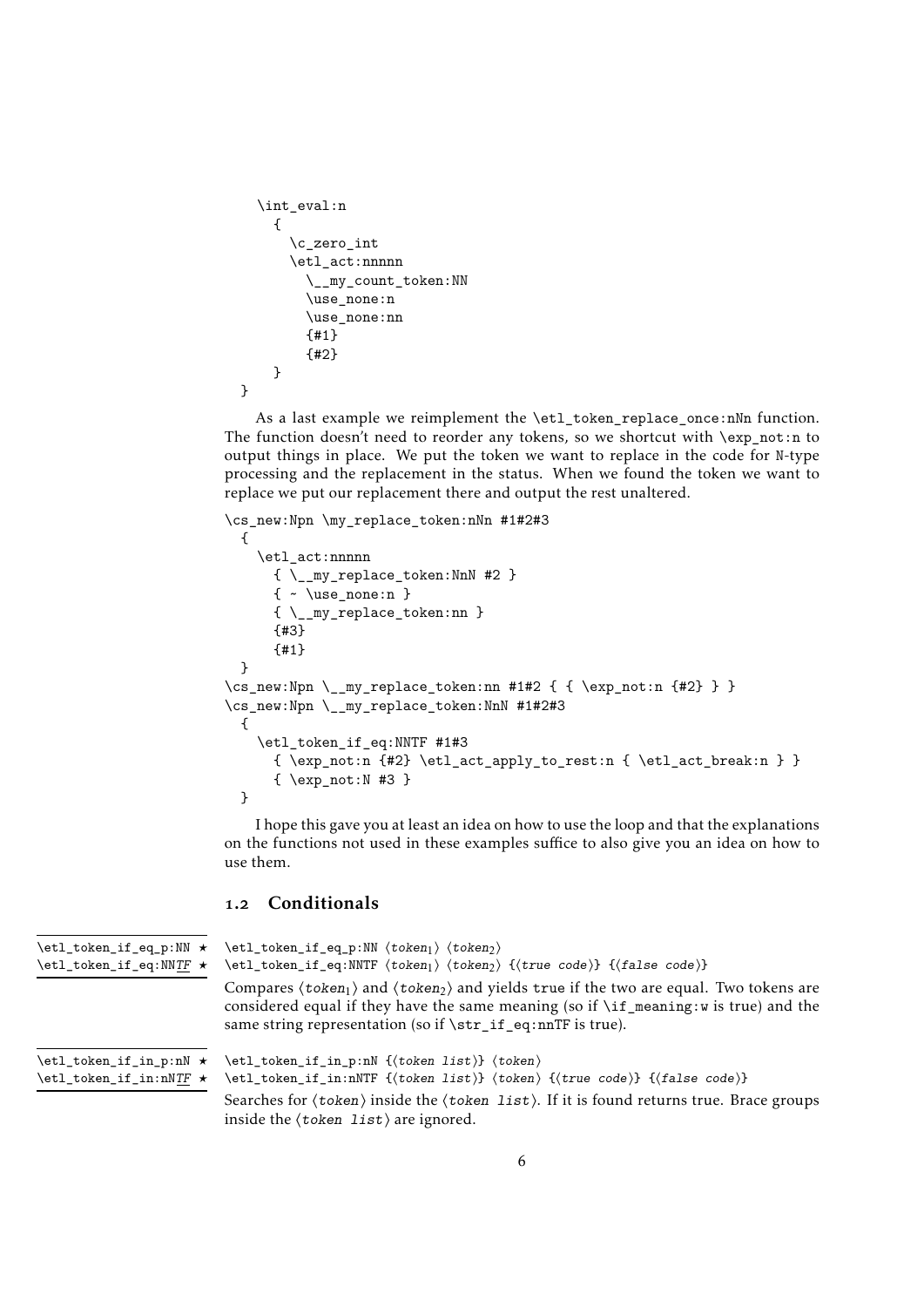```
    \int_eval:n
      {
        \c_zero_int
        \etl_act:nnnnn
          \__my_count_token:NN
          \use_none:n
          \use_none:nn
          {#1}
          {#2}
      }
  }
```

As a last example we reimplement the \etl_token_replace_once:nNn function. The function doesn't need to reorder any tokens, so we shortcut with \exp_not:n to output things in place. We put the token we want to replace in the code for N-type processing and the replacement in the status. When we found the token we want to replace we put our replacement there and output the rest unaltered.

```
\cs_new:Npn \my_replace_token:nNn #1#2#3
  {
    \etl_act:nnnnn
      { \__my_replace_token:NnN #2 }
      { ~ \use_none:n }
      { \__my_replace_token:nn }
      {#3}
      {#1}
  }
\cs_new:Npn \__my_replace_token:nn #1#2 { { \exp_not:n {#2} } }
\cs_new:Npn \__my_replace_token:NnN #1#2#3
  {
    \etl_token_if_eq:NNTF #1#3
      { \exp_not:n {#2} \etl_act_apply_to_rest:n { \etl_act_break:n } }
      { \exp_not:N #3 }
  }
```

I hope this gave you at least an idea on how to use the loop and that the explanations on the functions not used in these examples suffice to also give you an idea on how to use them.

## 1.2 Conditionals

`\etl_token_if_eq_p:NN` ★
`\etl_token_if_eq:NNTF` ★

`\etl_token_if_eq_p:NN ⟨token_1⟩ ⟨token_2⟩`
`\etl_token_if_eq:NNTF ⟨token_1⟩ ⟨token_2⟩ {⟨true code⟩} {⟨false code⟩}`

Compares ⟨token_1⟩ and ⟨token_2⟩ and yields true if the two are equal. Two tokens are considered equal if they have the same meaning (so if \if_meaning:w is true) and the same string representation (so if \str_if_eq:nnTF is true).

`\etl_token_if_in_p:nN` ★
`\etl_token_if_in:nNTF` ★

`\etl_token_if_in_p:nN {⟨token list⟩} ⟨token⟩`
`\etl_token_if_in:nNTF {⟨token list⟩} ⟨token⟩ {⟨true code⟩} {⟨false code⟩}`

Searches for ⟨token⟩ inside the ⟨token list⟩. If it is found returns true. Brace groups inside the ⟨token list⟩ are ignored.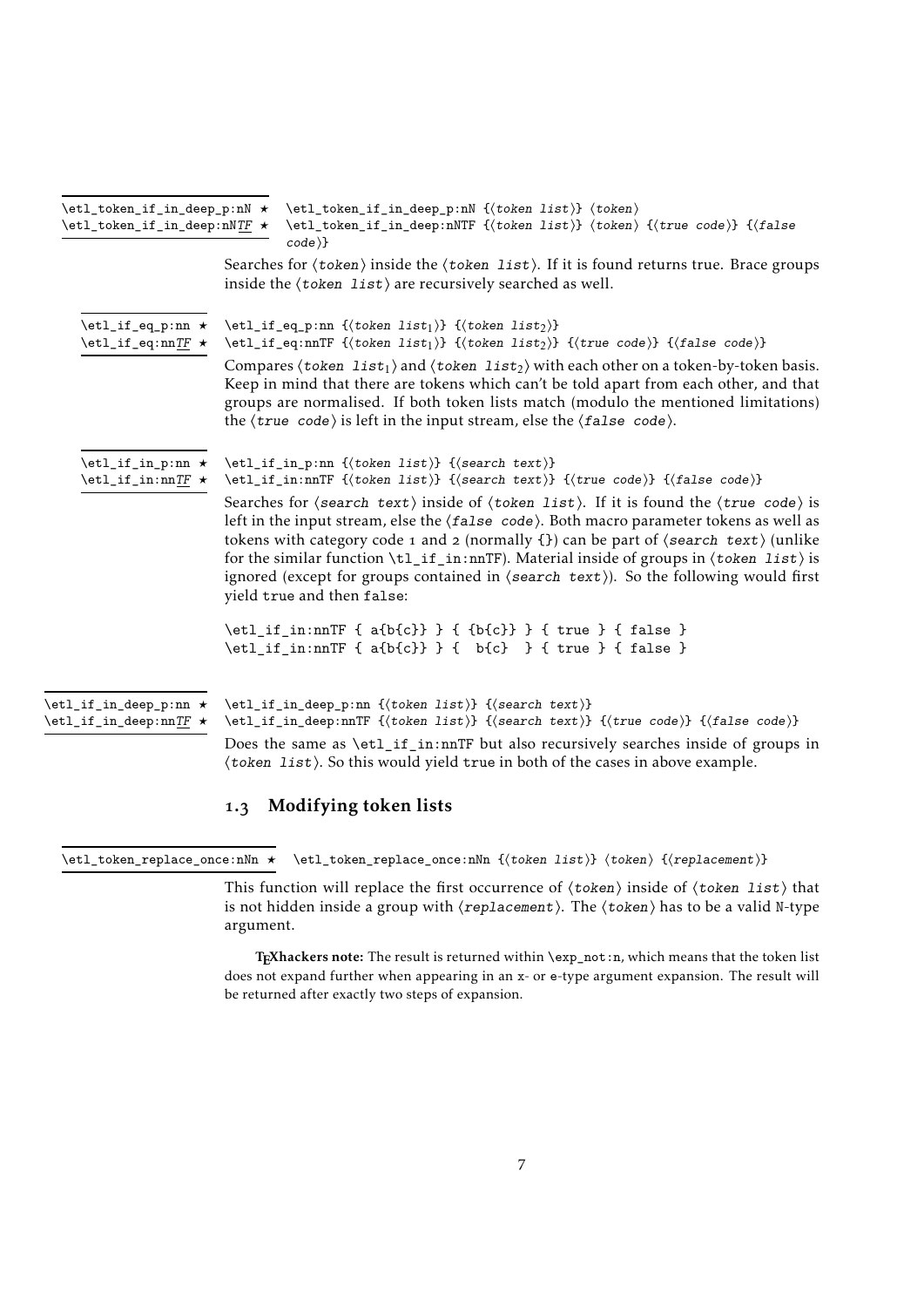```
\etl_token_if_in_deep_p:nN ⋆
\etl_token_if_in_deep:nNTF ⋆
```

```
\etl_token_if_in_deep_p:nN {⟨token list⟩} ⟨token⟩
\etl_token_if_in_deep:nNTF {⟨token list⟩} ⟨token⟩ {⟨true code⟩} {⟨false code⟩}
```

Searches for ⟨token⟩ inside the ⟨token list⟩. If it is found returns true. Brace groups inside the ⟨token list⟩ are recursively searched as well.

```
\etl_if_eq_p:nn ⋆
\etl_if_eq:nnTF ⋆
```

```
\etl_if_eq_p:nn {⟨token list1⟩} {⟨token list2⟩}
\etl_if_eq:nnTF {⟨token list1⟩} {⟨token list2⟩} {⟨true code⟩} {⟨false code⟩}
```

Compares ⟨token $list_1$⟩ and ⟨token $list_2$⟩ with each other on a token-by-token basis. Keep in mind that there are tokens which can't be told apart from each other, and that groups are normalised. If both token lists match (modulo the mentioned limitations) the ⟨true code⟩ is left in the input stream, else the ⟨false code⟩.

```
\etl_if_in_p:nn ⋆
\etl_if_in:nnTF ⋆
```

```
\etl_if_in_p:nn {⟨token list⟩} {⟨search text⟩}
\etl_if_in:nnTF {⟨token list⟩} {⟨search text⟩} {⟨true code⟩} {⟨false code⟩}
```

Searches for ⟨search text⟩ inside of ⟨token list⟩. If it is found the ⟨true code⟩ is left in the input stream, else the ⟨false code⟩. Both macro parameter tokens as well as tokens with category code 1 and 2 (normally {}) can be part of ⟨search text⟩ (unlike for the similar function `\tl_if_in:nnTF`). Material inside of groups in ⟨token list⟩ is ignored (except for groups contained in ⟨search text⟩). So the following would first yield `true` and then `false`:

```
\etl_if_in:nnTF { a{b{c}} } { {b{c}} } { true } { false }
\etl_if_in:nnTF { a{b{c}} } {  b{c}  } { true } { false }
```

```
\etl_if_in_deep_p:nn ⋆
\etl_if_in_deep:nnTF ⋆
```

```
\etl_if_in_deep_p:nn {⟨token list⟩} {⟨search text⟩}
\etl_if_in_deep:nnTF {⟨token list⟩} {⟨search text⟩} {⟨true code⟩} {⟨false code⟩}
```

Does the same as `\etl_if_in:nnTF` but also recursively searches inside of groups in ⟨token list⟩. So this would yield `true` in both of the cases in above example.

## 1.3 Modifying token lists

```
\etl_token_replace_once:nNn ⋆
```

```
\etl_token_replace_once:nNn {⟨token list⟩} ⟨token⟩ {⟨replacement⟩}
```

This function will replace the first occurrence of ⟨token⟩ inside of ⟨token list⟩ that is not hidden inside a group with ⟨replacement⟩. The ⟨token⟩ has to be a valid N-type argument.

**TEXhackers note:** The result is returned within `\exp_not:n`, which means that the token list does not expand further when appearing in an x- or e-type argument expansion. The result will be returned after exactly two steps of expansion.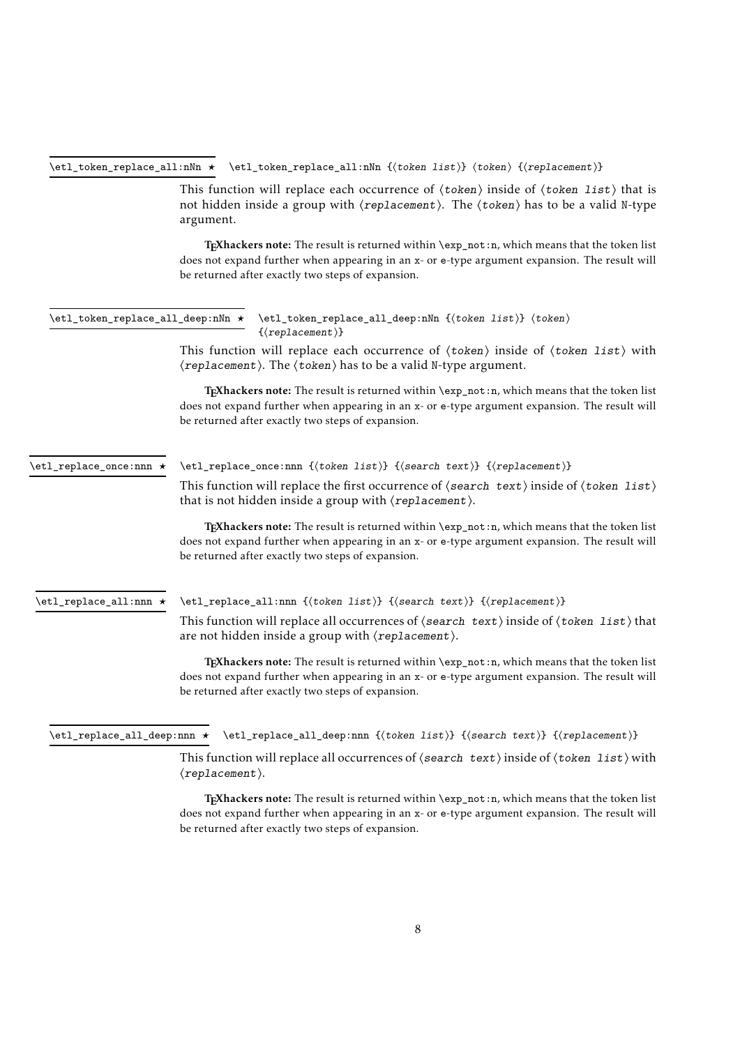`\etl_token_replace_all:nNn ★`

```
\etl_token_replace_all:nNn {⟨token list⟩} ⟨token⟩ {⟨replacement⟩}
```

This function will replace each occurrence of ⟨*token*⟩ inside of ⟨*token list*⟩ that is not hidden inside a group with ⟨*replacement*⟩. The ⟨*token*⟩ has to be a valid N-type argument.

**TEXhackers note:** The result is returned within `\exp_not:n`, which means that the token list does not expand further when appearing in an x- or e-type argument expansion. The result will be returned after exactly two steps of expansion.

`\etl_token_replace_all_deep:nNn ★`

```
\etl_token_replace_all_deep:nNn {⟨token list⟩} ⟨token⟩
{⟨replacement⟩}
```

This function will replace each occurrence of ⟨*token*⟩ inside of ⟨*token list*⟩ with ⟨*replacement*⟩. The ⟨*token*⟩ has to be a valid N-type argument.

**TEXhackers note:** The result is returned within `\exp_not:n`, which means that the token list does not expand further when appearing in an x- or e-type argument expansion. The result will be returned after exactly two steps of expansion.

`\etl_replace_once:nnn ★`

```
\etl_replace_once:nnn {⟨token list⟩} {⟨search text⟩} {⟨replacement⟩}
```

This function will replace the first occurrence of ⟨*search text*⟩ inside of ⟨*token list*⟩ that is not hidden inside a group with ⟨*replacement*⟩.

**TEXhackers note:** The result is returned within `\exp_not:n`, which means that the token list does not expand further when appearing in an x- or e-type argument expansion. The result will be returned after exactly two steps of expansion.

`\etl_replace_all:nnn ★`

```
\etl_replace_all:nnn {⟨token list⟩} {⟨search text⟩} {⟨replacement⟩}
```

This function will replace all occurrences of ⟨*search text*⟩ inside of ⟨*token list*⟩ that are not hidden inside a group with ⟨*replacement*⟩.

**TEXhackers note:** The result is returned within `\exp_not:n`, which means that the token list does not expand further when appearing in an x- or e-type argument expansion. The result will be returned after exactly two steps of expansion.

`\etl_replace_all_deep:nnn ★`

```
\etl_replace_all_deep:nnn {⟨token list⟩} {⟨search text⟩} {⟨replacement⟩}
```

This function will replace all occurrences of ⟨*search text*⟩ inside of ⟨*token list*⟩ with ⟨*replacement*⟩.

**TEXhackers note:** The result is returned within `\exp_not:n`, which means that the token list does not expand further when appearing in an x- or e-type argument expansion. The result will be returned after exactly two steps of expansion.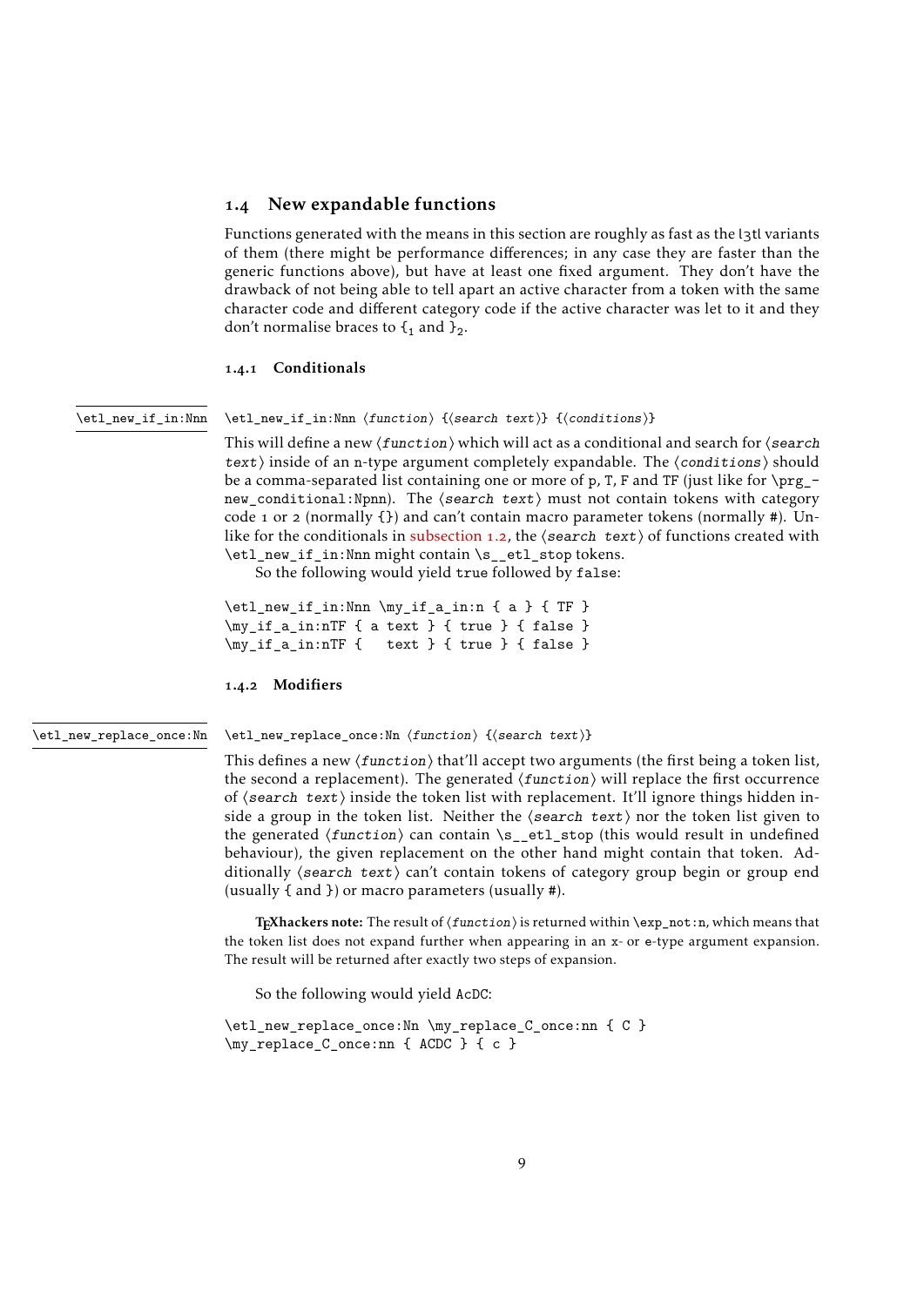## 1.4 New expandable functions

Functions generated with the means in this section are roughly as fast as the l3tl variants of them (there might be performance differences; in any case they are faster than the generic functions above), but have at least one fixed argument. They don't have the drawback of not being able to tell apart an active character from a token with the same character code and different category code if the active character was let to it and they don't normalise braces to $\{_1$ and $\}_2$.

### 1.4.1 Conditionals

`\etl_new_if_in:Nnn`

`\etl_new_if_in:Nnn ⟨function⟩ {⟨search text⟩} {⟨conditions⟩}`

This will define a new ⟨*function*⟩ which will act as a conditional and search for ⟨`search text`⟩ inside of an n-type argument completely expandable. The ⟨`conditions`⟩ should be a comma-separated list containing one or more of `p`, `T`, `F` and `TF` (just like for `\prg_new_conditional:Npnn`). The ⟨`search text`⟩ must not contain tokens with category code 1 or 2 (normally `{}`) and can't contain macro parameter tokens (normally `#`). Unlike for the conditionals in subsection 1.2, the ⟨`search text`⟩ of functions created with `\etl_new_if_in:Nnn` might contain `\s__etl_stop` tokens.

So the following would yield `true` followed by `false`:

```
\etl_new_if_in:Nnn \my_if_a_in:n { a } { TF }
\my_if_a_in:nTF { a text } { true } { false }
\my_if_a_in:nTF {   text } { true } { false }
```

### 1.4.2 Modifiers

`\etl_new_replace_once:Nn`

`\etl_new_replace_once:Nn ⟨function⟩ {⟨search text⟩}`

This defines a new ⟨*function*⟩ that'll accept two arguments (the first being a token list, the second a replacement). The generated ⟨*function*⟩ will replace the first occurrence of ⟨`search text`⟩ inside the token list with replacement. It'll ignore things hidden inside a group in the token list. Neither the ⟨`search text`⟩ nor the token list given to the generated ⟨*function*⟩ can contain `\s__etl_stop` (this would result in undefined behaviour), the given replacement on the other hand might contain that token. Additionally ⟨`search text`⟩ can't contain tokens of category group begin or group end (usually `{` and `}`) or macro parameters (usually `#`).

**TeXhackers note:** The result of ⟨*function*⟩ is returned within `\exp_not:n`, which means that the token list does not expand further when appearing in an `x`- or `e`-type argument expansion. The result will be returned after exactly two steps of expansion.

So the following would yield `AcDC`:

```
\etl_new_replace_once:Nn \my_replace_C_once:nn { C }
\my_replace_C_once:nn { ACDC } { c }
```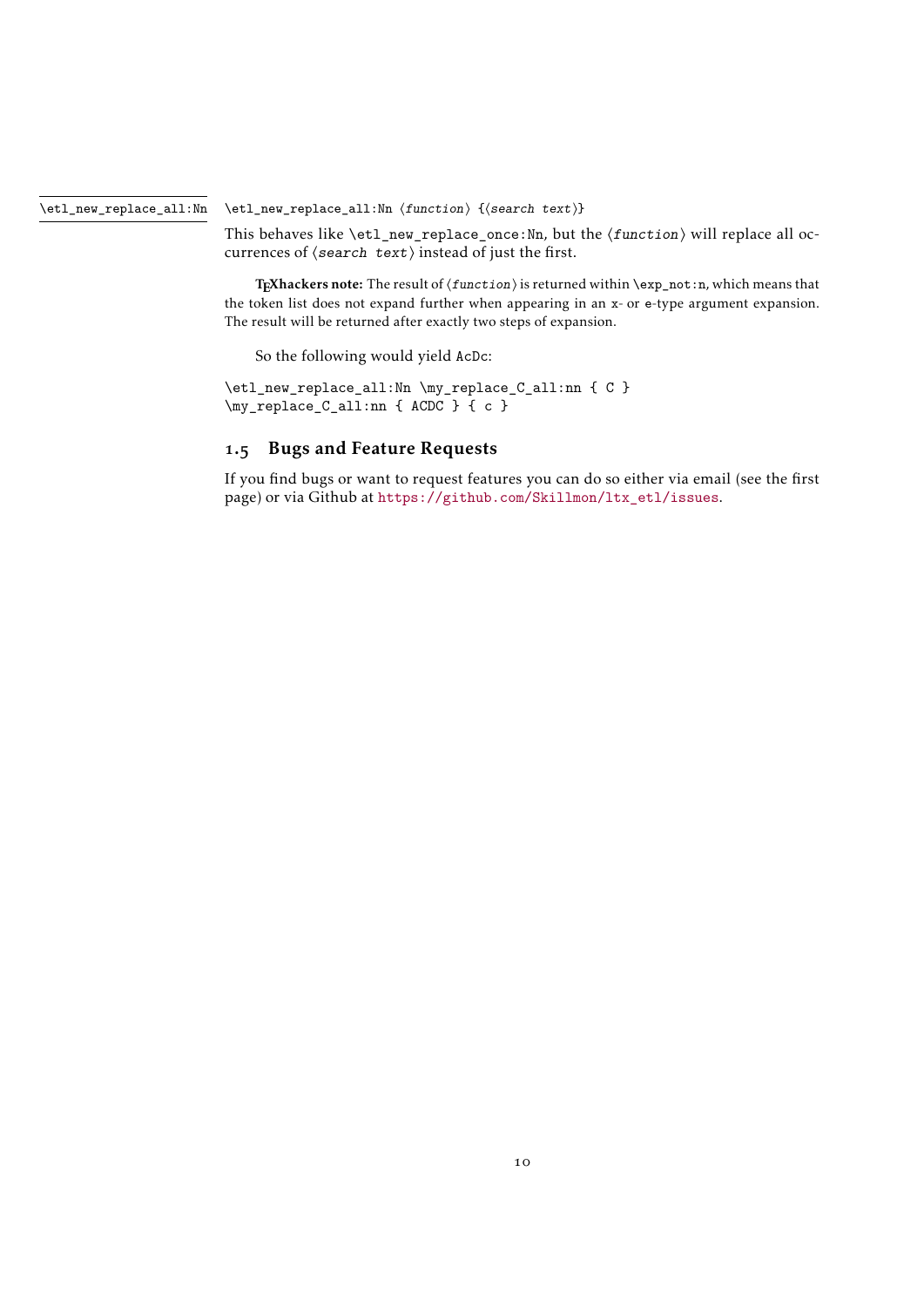`\etl_new_replace_all:Nn`

`\etl_new_replace_all:Nn` ⟨*function*⟩ {⟨*search text*⟩}

This behaves like `\etl_new_replace_once:Nn`, but the ⟨*function*⟩ will replace all occurrences of ⟨*search text*⟩ instead of just the first.

**TEXhackers note:** The result of ⟨*function*⟩ is returned within `\exp_not:n`, which means that the token list does not expand further when appearing in an `x`- or `e`-type argument expansion. The result will be returned after exactly two steps of expansion.

So the following would yield `AcDc`:

```
\etl_new_replace_all:Nn \my_replace_C_all:nn { C }
\my_replace_C_all:nn { ACDC } { c }
```

## 1.5 Bugs and Feature Requests

If you find bugs or want to request features you can do so either via email (see the first page) or via Github at https://github.com/Skillmon/ltx_etl/issues.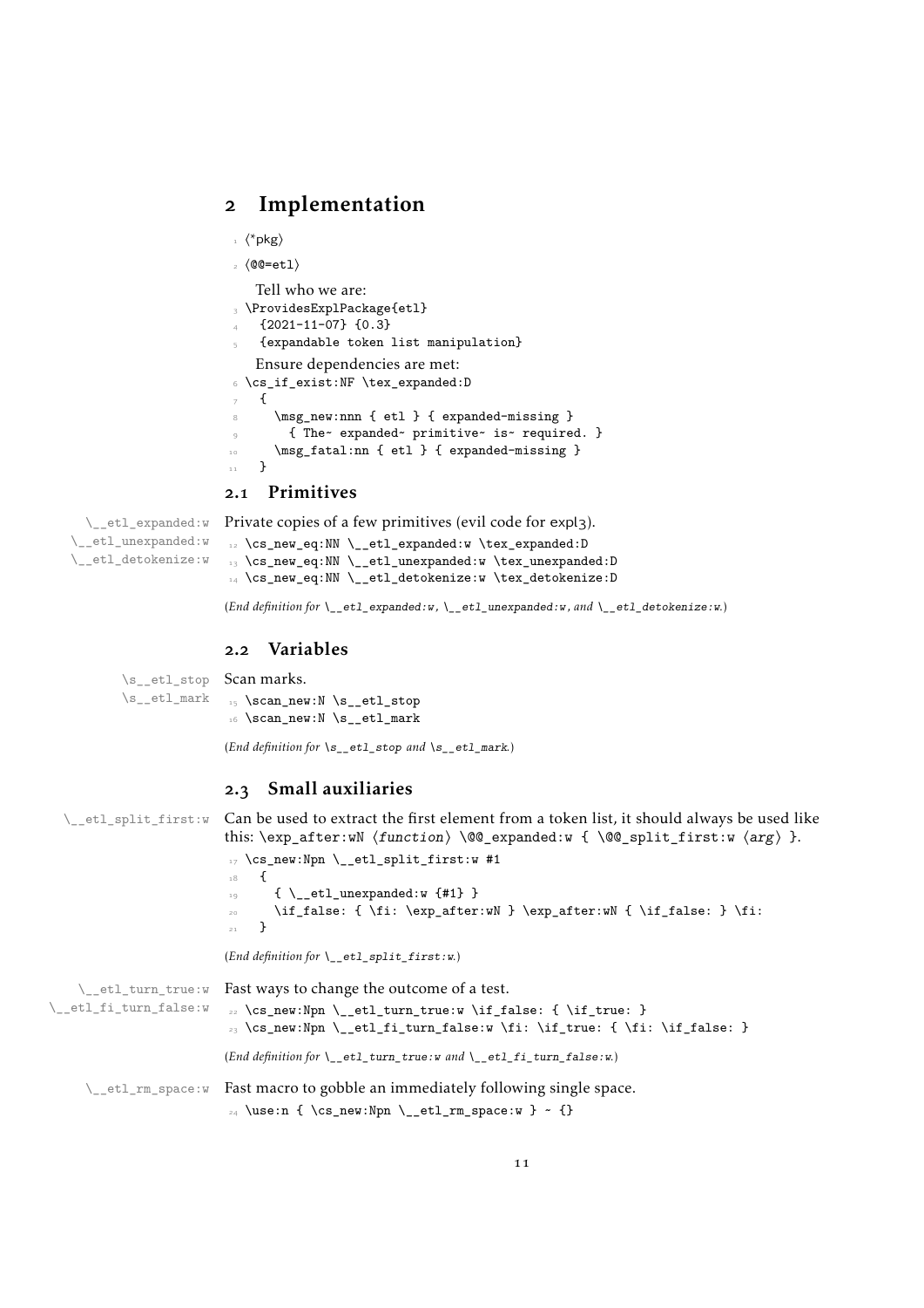## 2 Implementation

```
1 ⟨*pkg⟩
2 ⟨@@=etl⟩
```

Tell who we are:

```
3 \ProvidesExplPackage{etl}
4   {2021-11-07} {0.3}
5   {expandable token list manipulation}
```

Ensure dependencies are met:

```
6 \cs_if_exist:NF \tex_expanded:D
7   {
8     \msg_new:nnn { etl } { expanded-missing }
9       { The~ expanded~ primitive~ is~ required. }
10    \msg_fatal:nn { etl } { expanded-missing }
11  }
```

### 2.1 Primitives

\__etl_expanded:w
\__etl_unexpanded:w
\__etl_detokenize:w

Private copies of a few primitives (evil code for expl3).

```
12 \cs_new_eq:NN \__etl_expanded:w \tex_expanded:D
13 \cs_new_eq:NN \__etl_unexpanded:w \tex_unexpanded:D
14 \cs_new_eq:NN \__etl_detokenize:w \tex_detokenize:D
```

(*End definition for* `\__etl_expanded:w`*,* `\__etl_unexpanded:w`*, and* `\__etl_detokenize:w`*.*)

### 2.2 Variables

\s__etl_stop
\s__etl_mark

Scan marks.

```
15 \scan_new:N \s__etl_stop
16 \scan_new:N \s__etl_mark
```

(*End definition for* `\s__etl_stop` *and* `\s__etl_mark`*.*)

### 2.3 Small auxiliaries

\__etl_split_first:w

Can be used to extract the first element from a token list, it should always be used like this: `\exp_after:wN ⟨function⟩ \@@_expanded:w { \@@_split_first:w ⟨arg⟩ }`.

```
17 \cs_new:Npn \__etl_split_first:w #1
18   {
19     { \__etl_unexpanded:w {#1} }
20     \if_false: { \fi: \exp_after:wN } \exp_after:wN { \if_false: } \fi:
21   }
```

(*End definition for* `\__etl_split_first:w`*.*)

\__etl_turn_true:w
\__etl_fi_turn_false:w

Fast ways to change the outcome of a test.

```
22 \cs_new:Npn \__etl_turn_true:w \if_false: { \if_true: }
23 \cs_new:Npn \__etl_fi_turn_false:w \fi: \if_true: { \fi: \if_false: }
```

(*End definition for* `\__etl_turn_true:w` *and* `\__etl_fi_turn_false:w`*.*)

\__etl_rm_space:w

Fast macro to gobble an immediately following single space.

```
24 \use:n { \cs_new:Npn \__etl_rm_space:w } ~ {}
```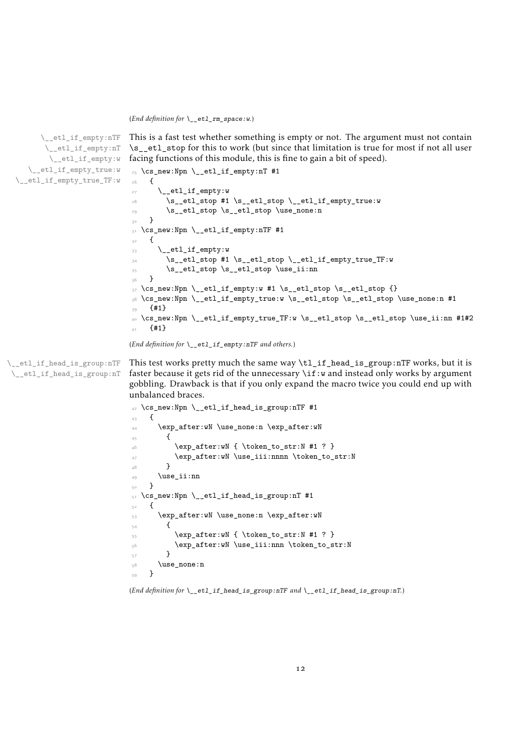(*End definition for `\__etl_rm_space:w`.*)

`\__etl_if_empty:nTF`
`\__etl_if_empty:nT`
`\__etl_if_empty:w`
`\__etl_if_empty_true:w`
`\__etl_if_empty_true_TF:w`

This is a fast test whether something is empty or not. The argument must not contain `\s__etl_stop` for this to work (but since that limitation is true for most if not all user facing functions of this module, this is fine to gain a bit of speed).

```
25 \cs_new:Npn \__etl_if_empty:nT #1
26   {
27     \__etl_if_empty:w
28       \s__etl_stop #1 \s__etl_stop \__etl_if_empty_true:w
29       \s__etl_stop \s__etl_stop \use_none:n
30   }
31 \cs_new:Npn \__etl_if_empty:nTF #1
32   {
33     \__etl_if_empty:w
34       \s__etl_stop #1 \s__etl_stop \__etl_if_empty_true_TF:w
35       \s__etl_stop \s__etl_stop \use_ii:nn
36   }
37 \cs_new:Npn \__etl_if_empty:w #1 \s__etl_stop \s__etl_stop {}
38 \cs_new:Npn \__etl_if_empty_true:w \s__etl_stop \s__etl_stop \use_none:n #1
39   {#1}
40 \cs_new:Npn \__etl_if_empty_true_TF:w \s__etl_stop \s__etl_stop \use_ii:nn #1#2
41   {#1}
```

(*End definition for `\__etl_if_empty:nTF` and others.*)

`\__etl_if_head_is_group:nTF`
`\__etl_if_head_is_group:nT`

This test works pretty much the same way `\tl_if_head_is_group:nTF` works, but it is faster because it gets rid of the unnecessary `\if:w` and instead only works by argument gobbling. Drawback is that if you only expand the macro twice you could end up with unbalanced braces.

```
42 \cs_new:Npn \__etl_if_head_is_group:nTF #1
43   {
44     \exp_after:wN \use_none:n \exp_after:wN
45       {
46         \exp_after:wN { \token_to_str:N #1 ? }
47         \exp_after:wN \use_iii:nnnn \token_to_str:N
48       }
49     \use_ii:nn
50   }
51 \cs_new:Npn \__etl_if_head_is_group:nT #1
52   {
53     \exp_after:wN \use_none:n \exp_after:wN
54       {
55         \exp_after:wN { \token_to_str:N #1 ? }
56         \exp_after:wN \use_iii:nnn \token_to_str:N
57       }
58     \use_none:n
59   }
```

(*End definition for `\__etl_if_head_is_group:nTF` and `\__etl_if_head_is_group:nT`.*)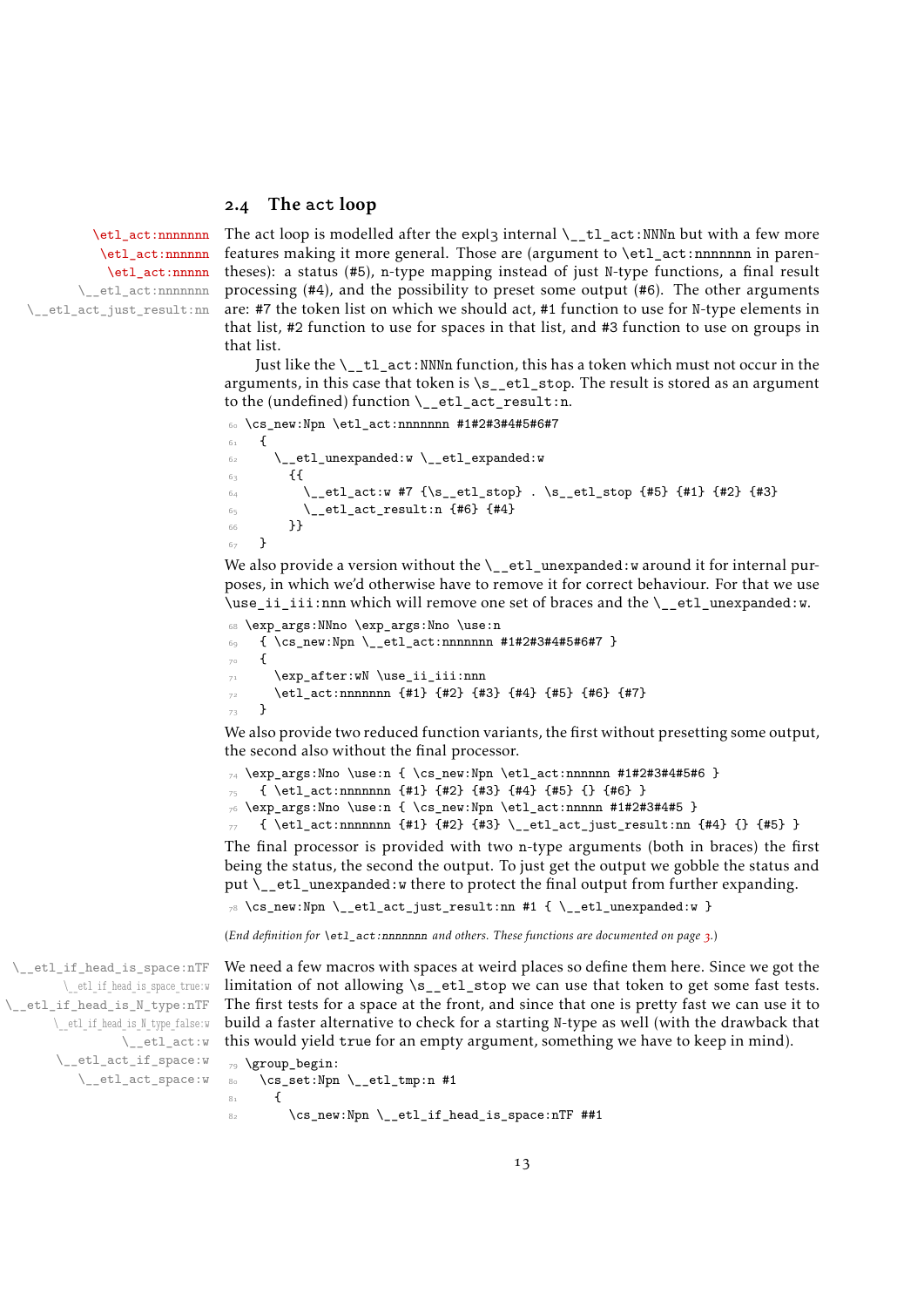### 2.4 The act loop

\etl_act:nnnnnnn
\etl_act:nnnnnn
\etl_act:nnnnn
\__etl_act:nnnnnnn
\__etl_act_just_result:nn

The act loop is modelled after the expl3 internal `\__tl_act:NNNn` but with a few more features making it more general. Those are (argument to `\etl_act:nnnnnnn` in parentheses): a status (#5), n-type mapping instead of just N-type functions, a final result processing (#4), and the possibility to preset some output (#6). The other arguments are: #7 the token list on which we should act, #1 function to use for N-type elements in that list, #2 function to use for spaces in that list, and #3 function to use on groups in that list.

Just like the `\__tl_act:NNNn` function, this has a token which must not occur in the arguments, in this case that token is `\s__etl_stop`. The result is stored as an argument to the (undefined) function `\__etl_act_result:n`.

```
60 \cs_new:Npn \etl_act:nnnnnnn #1#2#3#4#5#6#7
61   {
62     \__etl_unexpanded:w \__etl_expanded:w
63       {{
64         \__etl_act:w #7 {\s__etl_stop} . \s__etl_stop {#5} {#1} {#2} {#3}
65         \__etl_act_result:n {#6} {#4}
66       }}
67   }
```

We also provide a version without the `\__etl_unexpanded:w` around it for internal purposes, in which we'd otherwise have to remove it for correct behaviour. For that we use `\use_ii_iii:nnn` which will remove one set of braces and the `\__etl_unexpanded:w`.

```
68 \exp_args:NNno \exp_args:Nno \use:n
69   { \cs_new:Npn \__etl_act:nnnnnnn #1#2#3#4#5#6#7 }
70   {
71     \exp_after:wN \use_ii_iii:nnn
72     \etl_act:nnnnnnn {#1} {#2} {#3} {#4} {#5} {#6} {#7}
73   }
```

We also provide two reduced function variants, the first without presetting some output, the second also without the final processor.

```
74 \exp_args:Nno \use:n { \cs_new:Npn \etl_act:nnnnnn #1#2#3#4#5#6 }
75   { \etl_act:nnnnnnn {#1} {#2} {#3} {#4} {#5} {} {#6} }
76 \exp_args:Nno \use:n { \cs_new:Npn \etl_act:nnnnn #1#2#3#4#5 }
77   { \etl_act:nnnnnnn {#1} {#2} {#3} \__etl_act_just_result:nn {#4} {} {#5} }
```

The final processor is provided with two n-type arguments (both in braces) the first being the status, the second the output. To just get the output we gobble the status and put `\__etl_unexpanded:w` there to protect the final output from further expanding.

```
78 \cs_new:Npn \__etl_act_just_result:nn #1 { \__etl_unexpanded:w }
```

(*End definition for `\etl_act:nnnnnnn` and others. These functions are documented on page 3.*)

\__etl_if_head_is_space:nTF
\__etl_if_head_is_space_true:w
\__etl_if_head_is_N_type:nTF
\__etl_if_head_is_N_type_false:w
\__etl_act:w
\__etl_act_if_space:w
\__etl_act_space:w

We need a few macros with spaces at weird places so define them here. Since we got the limitation of not allowing `\s__etl_stop` we can use that token to get some fast tests. The first tests for a space at the front, and since that one is pretty fast we can use it to build a faster alternative to check for a starting N-type as well (with the drawback that this would yield true for an empty argument, something we have to keep in mind).

```
79 \group_begin:
80   \cs_set:Npn \__etl_tmp:n #1
81     {
82       \cs_new:Npn \__etl_if_head_is_space:nTF ##1
```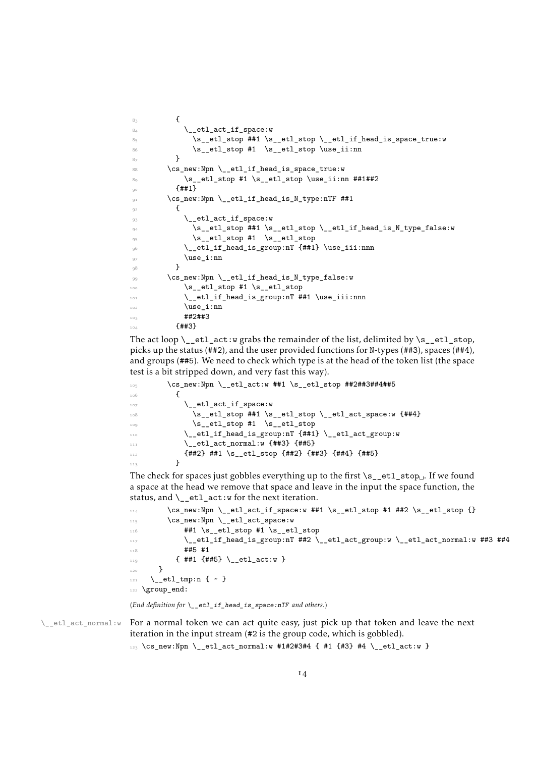```
83        {
84          \__etl_act_if_space:w
85            \s__etl_stop ##1 \s__etl_stop \__etl_if_head_is_space_true:w
86            \s__etl_stop #1  \s__etl_stop \use_ii:nn
87        }
88      \cs_new:Npn \__etl_if_head_is_space_true:w
89          \s__etl_stop #1 \s__etl_stop \use_ii:nn ##1##2
90        {##1}
91      \cs_new:Npn \__etl_if_head_is_N_type:nTF ##1
92        {
93          \__etl_act_if_space:w
94            \s__etl_stop ##1 \s__etl_stop \__etl_if_head_is_N_type_false:w
95            \s__etl_stop #1  \s__etl_stop
96          \__etl_if_head_is_group:nT {##1} \use_iii:nnn
97          \use_i:nn
98        }
99      \cs_new:Npn \__etl_if_head_is_N_type_false:w
100         \s__etl_stop #1 \s__etl_stop
101         \__etl_if_head_is_group:nT ##1 \use_iii:nnn
102         \use_i:nn
103         ##2##3
104       {##3}
```

The act loop `\__etl_act:w` grabs the remainder of the list, delimited by `\s__etl_stop`, picks up the status (##2), and the user provided functions for N-types (##3), spaces (##4), and groups (##5). We need to check which type is at the head of the token list (the space test is a bit stripped down, and very fast this way).

```
105     \cs_new:Npn \__etl_act:w ##1 \s__etl_stop ##2##3##4##5
106       {
107         \__etl_act_if_space:w
108           \s__etl_stop ##1 \s__etl_stop \__etl_act_space:w {##4}
109           \s__etl_stop #1  \s__etl_stop
110         \__etl_if_head_is_group:nT {##1} \__etl_act_group:w
111         \__etl_act_normal:w {##3} {##5}
112         {##2} ##1 \s__etl_stop {##2} {##3} {##4} {##5}
113       }
```

The check for spaces just gobbles everything up to the first `\s__etl_stop␣`. If we found a space at the head we remove that space and leave in the input the space function, the status, and `\__etl_act:w` for the next iteration.

```
114     \cs_new:Npn \__etl_act_if_space:w ##1 \s__etl_stop #1 ##2 \s__etl_stop {}
115     \cs_new:Npn \__etl_act_space:w
116         ##1 \s__etl_stop #1 \s__etl_stop
117         \__etl_if_head_is_group:nT ##2 \__etl_act_group:w \__etl_act_normal:w ##3 ##4
118         ##5 #1
119       { ##1 {##5} \__etl_act:w }
120   }
121   \__etl_tmp:n { ~ }
122 \group_end:
```

(*End definition for `\__etl_if_head_is_space:nTF` and others.*)

`\__etl_act_normal:w` For a normal token we can act quite easy, just pick up that token and leave the next iteration in the input stream (#2 is the group code, which is gobbled).

```
123 \cs_new:Npn \__etl_act_normal:w #1#2#3#4 { #1 {#3} #4 \__etl_act:w }
```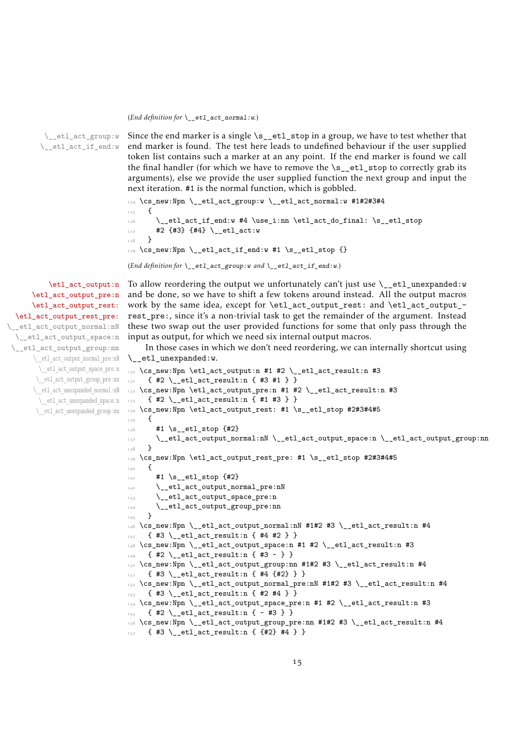(*End definition for* `\__etl_act_normal:w`.)

`\__etl_act_group:w` `\__etl_act_if_end:w`

Since the end marker is a single `\s__etl_stop` in a group, we have to test whether that end marker is found. The test here leads to undefined behaviour if the user supplied token list contains such a marker at an any point. If the end marker is found we call the final handler (for which we have to remove the `\s__etl_stop` to correctly grab its arguments), else we provide the user supplied function the next group and input the next iteration. #1 is the normal function, which is gobbled.

```
124 \cs_new:Npn \__etl_act_group:w \__etl_act_normal:w #1#2#3#4
125   {
126     \__etl_act_if_end:w #4 \use_i:nn \etl_act_do_final: \s__etl_stop
127     #2 {#3} {#4} \__etl_act:w
128   }
129 \cs_new:Npn \__etl_act_if_end:w #1 \s__etl_stop {}
```

(*End definition for* `\__etl_act_group:w` *and* `\__etl_act_if_end:w`.)

`\etl_act_output:n` `\etl_act_output_pre:n` `\etl_act_output_rest:` `\etl_act_output_rest_pre:` `\__etl_act_output_normal:nN` `\__etl_act_output_space:n` `\__etl_act_output_group:nn` `\__etl_act_output_normal_pre:nN` `\__etl_act_output_space_pre:n` `\__etl_act_output_group_pre:nn` `\__etl_act_unexpanded_normal:nN` `\__etl_act_unexpanded_space:n` `\__etl_act_unexpanded_group:nn`

To allow reordering the output we unfortunately can't just use `\__etl_unexpanded:w` and be done, so we have to shift a few tokens around instead. All the output macros work by the same idea, except for `\etl_act_output_rest:` and `\etl_act_output_rest_pre:`, since it's a non-trivial task to get the remainder of the argument. Instead these two swap out the user provided functions for some that only pass through the input as output, for which we need six internal output macros.

In those cases in which we don't need reordering, we can internally shortcut using `\__etl_unexpanded:w`.

```
130 \cs_new:Npn \etl_act_output:n #1 #2 \__etl_act_result:n #3
131   { #2 \__etl_act_result:n { #3 #1 } }
132 \cs_new:Npn \etl_act_output_pre:n #1 #2 \__etl_act_result:n #3
133   { #2 \__etl_act_result:n { #1 #3 } }
134 \cs_new:Npn \etl_act_output_rest: #1 \s__etl_stop #2#3#4#5
135   {
136     #1 \s__etl_stop {#2}
137     \__etl_act_output_normal:nN \__etl_act_output_space:n \__etl_act_output_group:nn
138   }
139 \cs_new:Npn \etl_act_output_rest_pre: #1 \s__etl_stop #2#3#4#5
140   {
141     #1 \s__etl_stop {#2}
142     \__etl_act_output_normal_pre:nN
143     \__etl_act_output_space_pre:n
144     \__etl_act_output_group_pre:nn
145   }
146 \cs_new:Npn \__etl_act_output_normal:nN #1#2 #3 \__etl_act_result:n #4
147   { #3 \__etl_act_result:n { #4 #2 } }
148 \cs_new:Npn \__etl_act_output_space:n #1 #2 \__etl_act_result:n #3
149   { #2 \__etl_act_result:n { #3 ~ } }
150 \cs_new:Npn \__etl_act_output_group:nn #1#2 #3 \__etl_act_result:n #4
151   { #3 \__etl_act_result:n { #4 {#2} } }
152 \cs_new:Npn \__etl_act_output_normal_pre:nN #1#2 #3 \__etl_act_result:n #4
153   { #3 \__etl_act_result:n { #2 #4 } }
154 \cs_new:Npn \__etl_act_output_space_pre:n #1 #2 \__etl_act_result:n #3
155   { #2 \__etl_act_result:n { ~ #3 } }
156 \cs_new:Npn \__etl_act_output_group_pre:nn #1#2 #3 \__etl_act_result:n #4
157   { #3 \__etl_act_result:n { {#2} #4 } }
```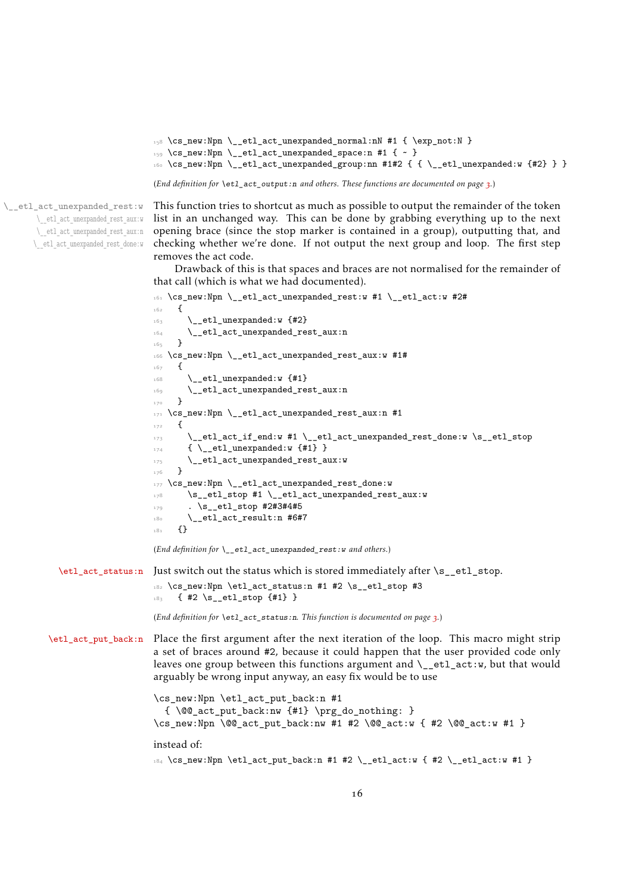```
158 \cs_new:Npn \__etl_act_unexpanded_normal:nN #1 { \exp_not:N }
159 \cs_new:Npn \__etl_act_unexpanded_space:n #1 { ~ }
160 \cs_new:Npn \__etl_act_unexpanded_group:nn #1#2 { { \__etl_unexpanded:w {#2} } }
```

(*End definition for* `\etl_act_output:n` *and others. These functions are documented on page 3.*)

`\__etl_act_unexpanded_rest:w`
`\__etl_act_unexpanded_rest_aux:w`
`\__etl_act_unexpanded_rest_aux:n`
`\__etl_act_unexpanded_rest_done:w`

This function tries to shortcut as much as possible to output the remainder of the token list in an unchanged way. This can be done by grabbing everything up to the next opening brace (since the stop marker is contained in a group), outputting that, and checking whether we're done. If not output the next group and loop. The first step removes the act code.

Drawback of this is that spaces and braces are not normalised for the remainder of that call (which is what we had documented).

```
161 \cs_new:Npn \__etl_act_unexpanded_rest:w #1 \__etl_act:w #2#
162   {
163     \__etl_unexpanded:w {#2}
164     \__etl_act_unexpanded_rest_aux:n
165   }
166 \cs_new:Npn \__etl_act_unexpanded_rest_aux:w #1#
167   {
168     \__etl_unexpanded:w {#1}
169     \__etl_act_unexpanded_rest_aux:n
170   }
171 \cs_new:Npn \__etl_act_unexpanded_rest_aux:n #1
172   {
173     \__etl_act_if_end:w #1 \__etl_act_unexpanded_rest_done:w \s__etl_stop
174     { \__etl_unexpanded:w {#1} }
175     \__etl_act_unexpanded_rest_aux:w
176   }
177 \cs_new:Npn \__etl_act_unexpanded_rest_done:w
178     \s__etl_stop #1 \__etl_act_unexpanded_rest_aux:w
179     . \s__etl_stop #2#3#4#5
180     \__etl_act_result:n #6#7
181   {}
```

(*End definition for* `\__etl_act_unexpanded_rest:w` *and others.*)

`\etl_act_status:n`

Just switch out the status which is stored immediately after `\s__etl_stop`.

```
182 \cs_new:Npn \etl_act_status:n #1 #2 \s__etl_stop #3
183   { #2 \s__etl_stop {#1} }
```

(*End definition for* `\etl_act_status:n`*. This function is documented on page 3.*)

`\etl_act_put_back:n`

Place the first argument after the next iteration of the loop. This macro might strip a set of braces around #2, because it could happen that the user provided code only leaves one group between this functions argument and `\__etl_act:w`, but that would arguably be wrong input anyway, an easy fix would be to use

```
\cs_new:Npn \etl_act_put_back:n #1
  { \@@_act_put_back:nw {#1} \prg_do_nothing: }
\cs_new:Npn \@@_act_put_back:nw #1 #2 \@@_act:w { #2 \@@_act:w #1 }
```

instead of:

```
184 \cs_new:Npn \etl_act_put_back:n #1 #2 \__etl_act:w { #2 \__etl_act:w #1 }
```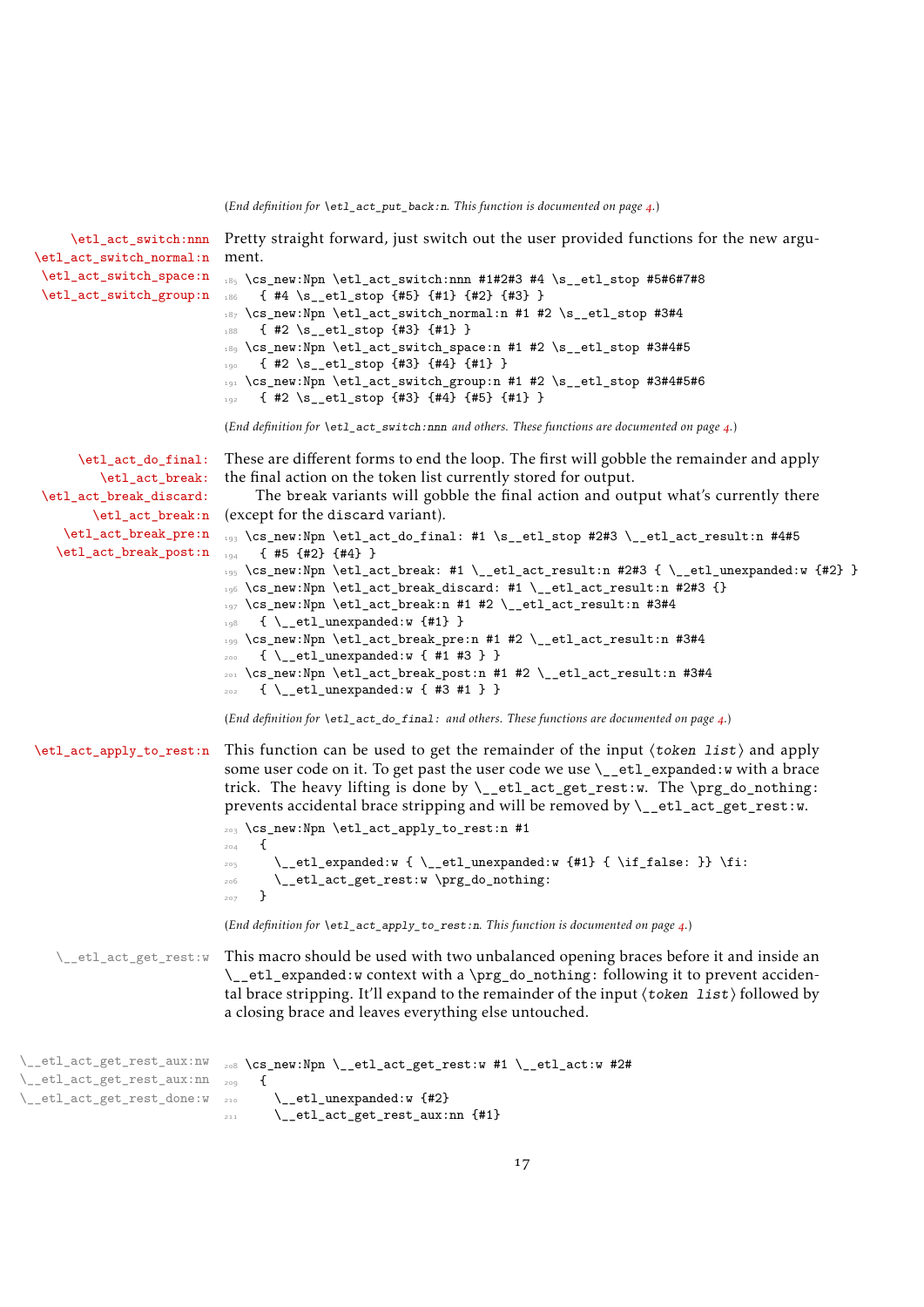(*End definition for* `\etl_act_put_back:n`. *This function is documented on page 4.*)

`\etl_act_switch:nnn`
`\etl_act_switch_normal:n`
`\etl_act_switch_space:n`
`\etl_act_switch_group:n`

Pretty straight forward, just switch out the user provided functions for the new argument.

```
185 \cs_new:Npn \etl_act_switch:nnn #1#2#3 #4 \s__etl_stop #5#6#7#8
186   { #4 \s__etl_stop {#5} {#1} {#2} {#3} }
187 \cs_new:Npn \etl_act_switch_normal:n #1 #2 \s__etl_stop #3#4
188   { #2 \s__etl_stop {#3} {#1} }
189 \cs_new:Npn \etl_act_switch_space:n #1 #2 \s__etl_stop #3#4#5
190   { #2 \s__etl_stop {#3} {#4} {#1} }
191 \cs_new:Npn \etl_act_switch_group:n #1 #2 \s__etl_stop #3#4#5#6
192   { #2 \s__etl_stop {#3} {#4} {#5} {#1} }
```

(*End definition for* `\etl_act_switch:nnn` *and others. These functions are documented on page 4.*)

`\etl_act_do_final:`
`\etl_act_break:`
`\etl_act_break_discard:`
`\etl_act_break:n`
`\etl_act_break_pre:n`
`\etl_act_break_post:n`

These are different forms to end the loop. The first will gobble the remainder and apply the final action on the token list currently stored for output.

The break variants will gobble the final action and output what's currently there (except for the discard variant).

```
193 \cs_new:Npn \etl_act_do_final: #1 \s__etl_stop #2#3 \__etl_act_result:n #4#5
194   { #5 {#2} {#4} }
195 \cs_new:Npn \etl_act_break: #1 \__etl_act_result:n #2#3 { \__etl_unexpanded:w {#2} }
196 \cs_new:Npn \etl_act_break_discard: #1 \__etl_act_result:n #2#3 {}
197 \cs_new:Npn \etl_act_break:n #1 #2 \__etl_act_result:n #3#4
198   { \__etl_unexpanded:w {#1} }
199 \cs_new:Npn \etl_act_break_pre:n #1 #2 \__etl_act_result:n #3#4
200   { \__etl_unexpanded:w { #1 #3 } }
201 \cs_new:Npn \etl_act_break_post:n #1 #2 \__etl_act_result:n #3#4
202   { \__etl_unexpanded:w { #3 #1 } }
```

(*End definition for* `\etl_act_do_final:` *and others. These functions are documented on page 4.*)

`\etl_act_apply_to_rest:n`

This function can be used to get the remainder of the input ⟨*token list*⟩ and apply some user code on it. To get past the user code we use `\__etl_expanded:w` with a brace trick. The heavy lifting is done by `\__etl_act_get_rest:w`. The `\prg_do_nothing:` prevents accidental brace stripping and will be removed by `\__etl_act_get_rest:w`.

```
203 \cs_new:Npn \etl_act_apply_to_rest:n #1
204   {
205     \__etl_expanded:w { \__etl_unexpanded:w {#1} { \if_false: }} \fi:
206     \__etl_act_get_rest:w \prg_do_nothing:
207   }
```

(*End definition for* `\etl_act_apply_to_rest:n`. *This function is documented on page 4.*)

`\__etl_act_get_rest:w`

This macro should be used with two unbalanced opening braces before it and inside an `\__etl_expanded:w` context with a `\prg_do_nothing:` following it to prevent accidental brace stripping. It'll expand to the remainder of the input ⟨*token list*⟩ followed by a closing brace and leaves everything else untouched.

`\__etl_act_get_rest_aux:nw`
`\__etl_act_get_rest_aux:nn`
`\__etl_act_get_rest_done:w`

```
208 \cs_new:Npn \__etl_act_get_rest:w #1 \__etl_act:w #2#
209   {
210     \__etl_unexpanded:w {#2}
211     \__etl_act_get_rest_aux:nn {#1}
```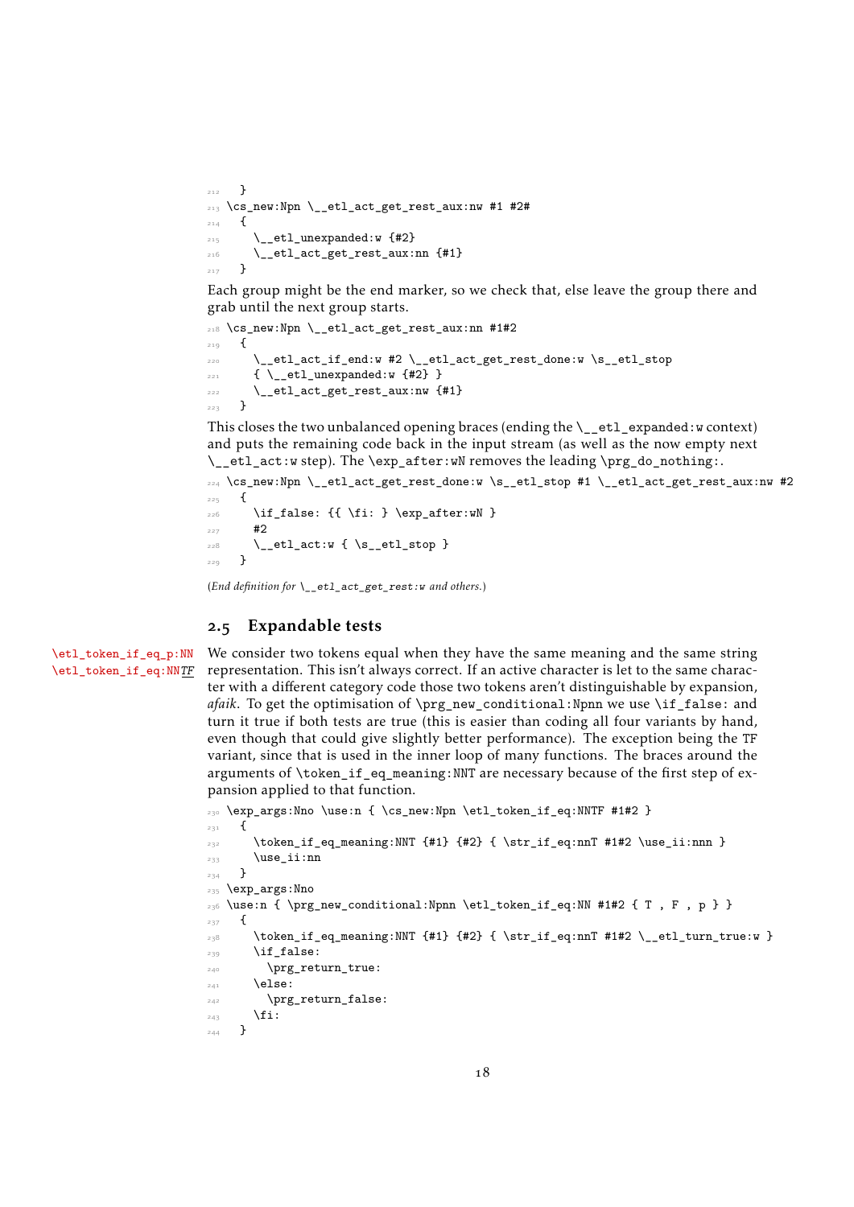```
212   }
213 \cs_new:Npn \__etl_act_get_rest_aux:nw #1 #2#
214   {
215     \__etl_unexpanded:w {#2}
216     \__etl_act_get_rest_aux:nn {#1}
217   }
```

Each group might be the end marker, so we check that, else leave the group there and grab until the next group starts.

```
218 \cs_new:Npn \__etl_act_get_rest_aux:nn #1#2
219   {
220     \__etl_act_if_end:w #2 \__etl_act_get_rest_done:w \s__etl_stop
221     { \__etl_unexpanded:w {#2} }
222     \__etl_act_get_rest_aux:nw {#1}
223   }
```

This closes the two unbalanced opening braces (ending the `\__etl_expanded:w` context) and puts the remaining code back in the input stream (as well as the now empty next `\__etl_act:w` step). The `\exp_after:wN` removes the leading `\prg_do_nothing:`.

```
224 \cs_new:Npn \__etl_act_get_rest_done:w \s__etl_stop #1 \__etl_act_get_rest_aux:nw #2
225   {
226     \if_false: {{ \fi: } \exp_after:wN }
227     #2
228     \__etl_act:w { \s__etl_stop }
229   }
```

(*End definition for `\__etl_act_get_rest:w` and others.*)

## 2.5 Expandable tests

`\etl_token_if_eq_p:NN`
`\etl_token_if_eq:NNTF`

We consider two tokens equal when they have the same meaning and the same string representation. This isn't always correct. If an active character is let to the same character with a different category code those two tokens aren't distinguishable by expansion, *afaik*. To get the optimisation of `\prg_new_conditional:Npnn` we use `\if_false:` and turn it true if both tests are true (this is easier than coding all four variants by hand, even though that could give slightly better performance). The exception being the TF variant, since that is used in the inner loop of many functions. The braces around the arguments of `\token_if_eq_meaning:NNT` are necessary because of the first step of expansion applied to that function.

```
230 \exp_args:Nno \use:n { \cs_new:Npn \etl_token_if_eq:NNTF #1#2 }
231   {
232     \token_if_eq_meaning:NNT {#1} {#2} { \str_if_eq:nnT #1#2 \use_ii:nnn }
233     \use_ii:nn
234   }
235 \exp_args:Nno
236 \use:n { \prg_new_conditional:Npnn \etl_token_if_eq:NN #1#2 { T , F , p } }
237   {
238     \token_if_eq_meaning:NNT {#1} {#2} { \str_if_eq:nnT #1#2 \__etl_turn_true:w }
239     \if_false:
240       \prg_return_true:
241     \else:
242       \prg_return_false:
243     \fi:
244   }
```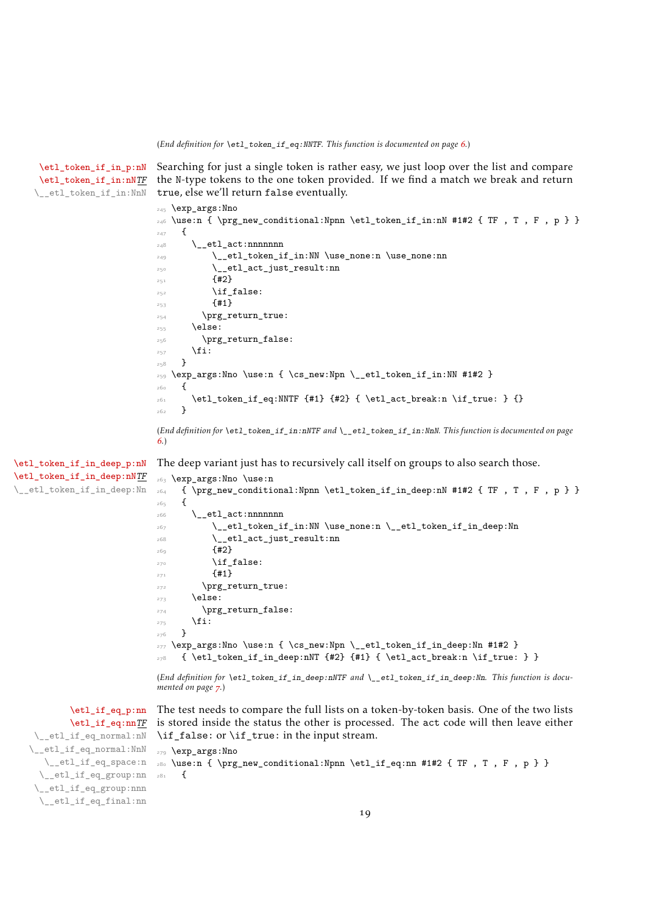(*End definition for* `\etl_token_if_eq:NNTF`*. This function is documented on page 6.*)

`\etl_token_if_in_p:nN`
`\etl_token_if_in:nNTF`
`\__etl_token_if_in:NnN`

Searching for just a single token is rather easy, we just loop over the list and compare the N-type tokens to the one token provided. If we find a match we break and return `true`, else we'll return `false` eventually.

```
245 \exp_args:Nno
246 \use:n { \prg_new_conditional:Npnn \etl_token_if_in:nN #1#2 { TF , T , F , p } }
247   {
248     \__etl_act:nnnnnnn
249         \__etl_token_if_in:NN \use_none:n \use_none:nn
250         \__etl_act_just_result:nn
251         {#2}
252         \if_false:
253         {#1}
254       \prg_return_true:
255     \else:
256       \prg_return_false:
257     \fi:
258   }
259 \exp_args:Nno \use:n { \cs_new:Npn \__etl_token_if_in:NN #1#2 }
260   {
261     \etl_token_if_eq:NNTF {#1} {#2} { \etl_act_break:n \if_true: } {}
262   }
```

(*End definition for* `\etl_token_if_in:nNTF` *and* `\__etl_token_if_in:NnN`*. This function is documented on page 6.*)

`\etl_token_if_in_deep_p:nN`
`\etl_token_if_in_deep:nNTF`
`\__etl_token_if_in_deep:Nn`

The deep variant just has to recursively call itself on groups to also search those.

```
263 \exp_args:Nno \use:n
264   { \prg_new_conditional:Npnn \etl_token_if_in_deep:nN #1#2 { TF , T , F , p } }
265   {
266     \__etl_act:nnnnnnn
267         \__etl_token_if_in:NN \use_none:n \__etl_token_if_in_deep:Nn
268         \__etl_act_just_result:nn
269         {#2}
270         \if_false:
271         {#1}
272       \prg_return_true:
273     \else:
274       \prg_return_false:
275     \fi:
276   }
277 \exp_args:Nno \use:n { \cs_new:Npn \__etl_token_if_in_deep:Nn #1#2 }
278   { \etl_token_if_in_deep:nNT {#2} {#1} { \etl_act_break:n \if_true: } }
```

(*End definition for* `\etl_token_if_in_deep:nNTF` *and* `\__etl_token_if_in_deep:Nn`*. This function is documented on page 7.*)

`\etl_if_eq_p:nn`
`\etl_if_eq:nnTF`
`\__etl_if_eq_normal:nN`
`\__etl_if_eq_normal:NnN`
`\__etl_if_eq_space:n`
`\__etl_if_eq_group:nn`
`\__etl_if_eq_group:nnn`
`\__etl_if_eq_final:nn`

The test needs to compare the full lists on a token-by-token basis. One of the two lists is stored inside the status the other is processed. The act code will then leave either `\if_false:` or `\if_true:` in the input stream.

```
279 \exp_args:Nno
280 \use:n { \prg_new_conditional:Npnn \etl_if_eq:nn #1#2 { TF , T , F , p } }
281   {
```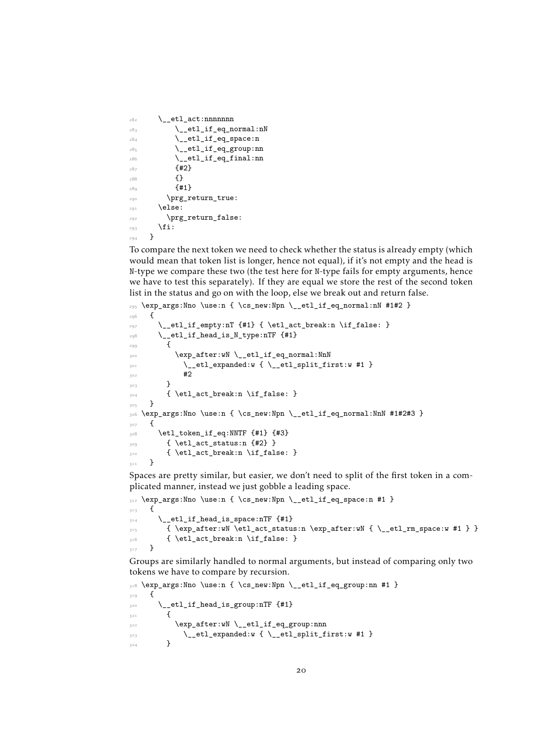```
282     \__etl_act:nnnnnnn
283         \__etl_if_eq_normal:nN
284         \__etl_if_eq_space:n
285         \__etl_if_eq_group:nn
286         \__etl_if_eq_final:nn
287         {#2}
288         {}
289         {#1}
290       \prg_return_true:
291     \else:
292       \prg_return_false:
293     \fi:
294   }
```

To compare the next token we need to check whether the status is already empty (which would mean that token list is longer, hence not equal), if it's not empty and the head is N-type we compare these two (the test here for N-type fails for empty arguments, hence we have to test this separately). If they are equal we store the rest of the second token list in the status and go on with the loop, else we break out and return false.

```
295 \exp_args:Nno \use:n { \cs_new:Npn \__etl_if_eq_normal:nN #1#2 }
296   {
297     \__etl_if_empty:nT {#1} { \etl_act_break:n \if_false: }
298     \__etl_if_head_is_N_type:nTF {#1}
299       {
300         \exp_after:wN \__etl_if_eq_normal:NnN
301           \__etl_expanded:w { \__etl_split_first:w #1 }
302           #2
303       }
304       { \etl_act_break:n \if_false: }
305   }
306 \exp_args:Nno \use:n { \cs_new:Npn \__etl_if_eq_normal:NnN #1#2#3 }
307   {
308     \etl_token_if_eq:NNTF {#1} {#3}
309       { \etl_act_status:n {#2} }
310       { \etl_act_break:n \if_false: }
311   }
```

Spaces are pretty similar, but easier, we don't need to split of the first token in a complicated manner, instead we just gobble a leading space.

```
312 \exp_args:Nno \use:n { \cs_new:Npn \__etl_if_eq_space:n #1 }
313   {
314     \__etl_if_head_is_space:nTF {#1}
315       { \exp_after:wN \etl_act_status:n \exp_after:wN { \__etl_rm_space:w #1 } }
316       { \etl_act_break:n \if_false: }
317   }
```

Groups are similarly handled to normal arguments, but instead of comparing only two tokens we have to compare by recursion.

```
318 \exp_args:Nno \use:n { \cs_new:Npn \__etl_if_eq_group:nn #1 }
319   {
320     \__etl_if_head_is_group:nTF {#1}
321       {
322         \exp_after:wN \__etl_if_eq_group:nnn
323           \__etl_expanded:w { \__etl_split_first:w #1 }
324       }
```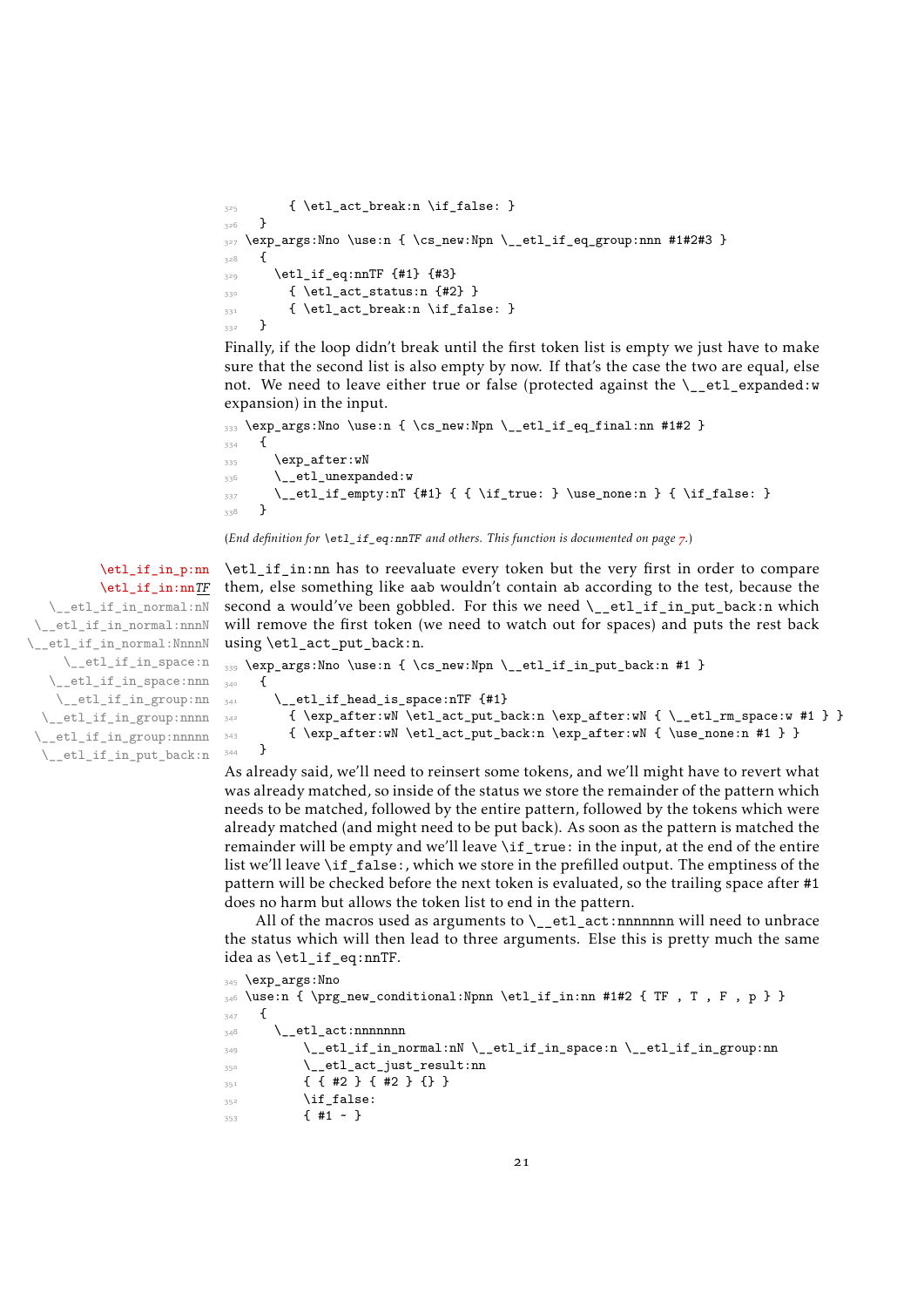```
325       { \etl_act_break:n \if_false: }
326   }
327 \exp_args:Nno \use:n { \cs_new:Npn \__etl_if_eq_group:nnn #1#2#3 }
328   {
329     \etl_if_eq:nnTF {#1} {#3}
330       { \etl_act_status:n {#2} }
331       { \etl_act_break:n \if_false: }
332   }
```

Finally, if the loop didn't break until the first token list is empty we just have to make sure that the second list is also empty by now. If that's the case the two are equal, else not. We need to leave either true or false (protected against the `\__etl_expanded:w` expansion) in the input.

```
333 \exp_args:Nno \use:n { \cs_new:Npn \__etl_if_eq_final:nn #1#2 }
334   {
335     \exp_after:wN
336     \__etl_unexpanded:w
337     \__etl_if_empty:nT {#1} { { \if_true: } \use_none:n } { \if_false: }
338   }
```

(*End definition for `\etl_if_eq:nnTF` and others. This function is documented on page 7.*)

`\etl_if_in_p:nn`
`\etl_if_in:nnTF`
`\__etl_if_in_normal:nN`
`\__etl_if_in_normal:nnnN`
`\__etl_if_in_normal:NnnnN`
`\__etl_if_in_space:n`
`\__etl_if_in_space:nnn`
`\__etl_if_in_group:nn`
`\__etl_if_in_group:nnnn`
`\__etl_if_in_group:nnnnn`
`\__etl_if_in_put_back:n`

`\etl_if_in:nn` has to reevaluate every token but the very first in order to compare them, else something like `aab` wouldn't contain `ab` according to the test, because the second `a` would've been gobbled. For this we need `\__etl_if_in_put_back:n` which will remove the first token (we need to watch out for spaces) and puts the rest back using `\etl_act_put_back:n`.

```
339 \exp_args:Nno \use:n { \cs_new:Npn \__etl_if_in_put_back:n #1 }
340   {
341     \__etl_if_head_is_space:nTF {#1}
342       { \exp_after:wN \etl_act_put_back:n \exp_after:wN { \__etl_rm_space:w #1 } }
343       { \exp_after:wN \etl_act_put_back:n \exp_after:wN { \use_none:n #1 } }
344   }
```

As already said, we'll need to reinsert some tokens, and we'll might have to revert what was already matched, so inside of the status we store the remainder of the pattern which needs to be matched, followed by the entire pattern, followed by the tokens which were already matched (and might need to be put back). As soon as the pattern is matched the remainder will be empty and we'll leave `\if_true:` in the input, at the end of the entire list we'll leave `\if_false:`, which we store in the prefilled output. The emptiness of the pattern will be checked before the next token is evaluated, so the trailing space after `#1` does no harm but allows the token list to end in the pattern.

All of the macros used as arguments to `\__etl_act:nnnnnnn` will need to unbrace the status which will then lead to three arguments. Else this is pretty much the same idea as `\etl_if_eq:nnTF`.

```
345 \exp_args:Nno
346 \use:n { \prg_new_conditional:Npnn \etl_if_in:nn #1#2 { TF , T , F , p } }
347   {
348     \__etl_act:nnnnnnn
349         \__etl_if_in_normal:nN \__etl_if_in_space:n \__etl_if_in_group:nn
350         \__etl_act_just_result:nn
351         { { #2 } { #2 } {} }
352         \if_false:
353         { #1 ~ }
```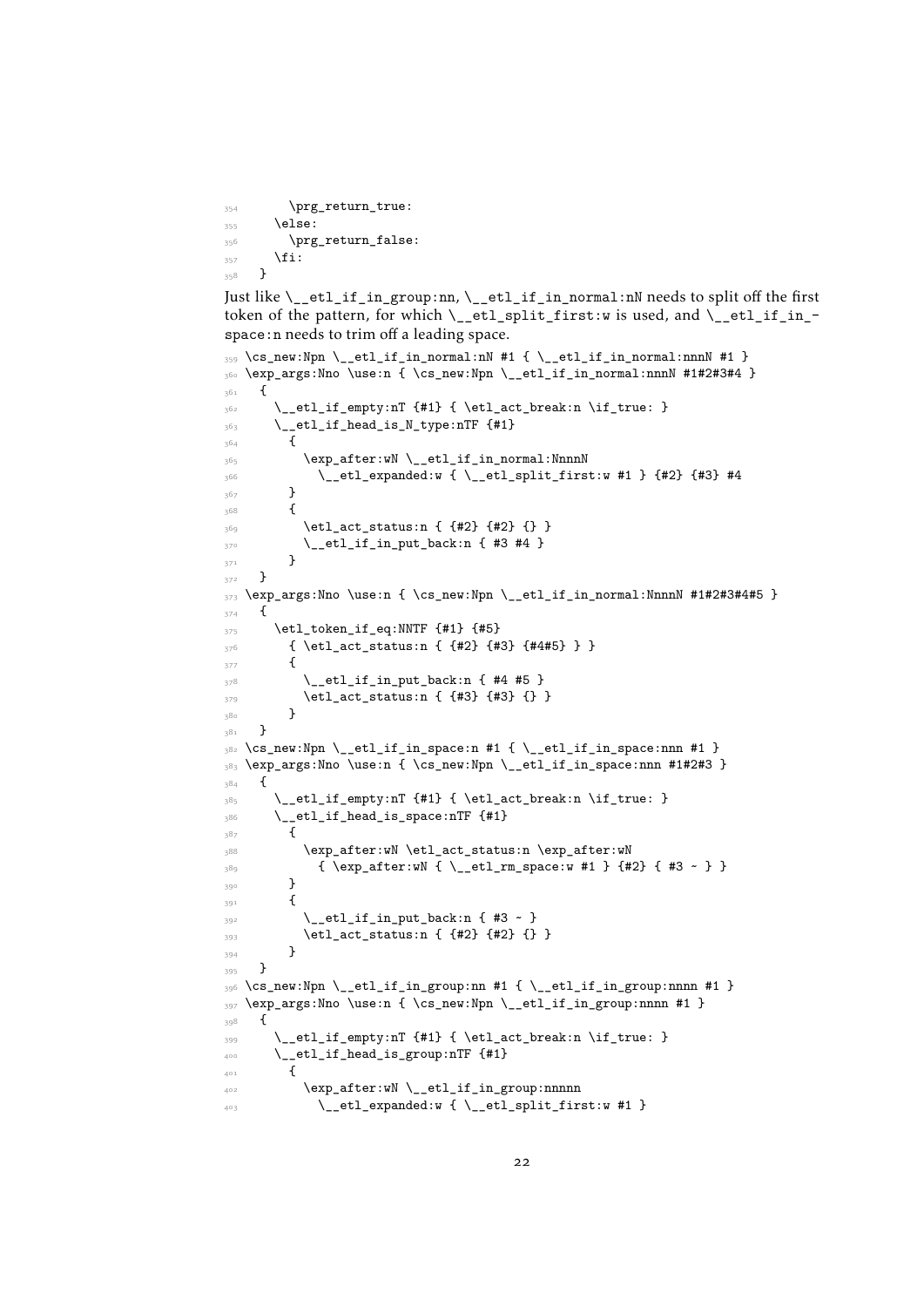```
354       \prg_return_true:
355     \else:
356       \prg_return_false:
357     \fi:
358   }
```

Just like `\__etl_if_in_group:nn`, `\__etl_if_in_normal:nN` needs to split off the first token of the pattern, for which `\__etl_split_first:w` is used, and `\__etl_if_in_space:n` needs to trim off a leading space.

```
359 \cs_new:Npn \__etl_if_in_normal:nN #1 { \__etl_if_in_normal:nnnN #1 }
360 \exp_args:Nno \use:n { \cs_new:Npn \__etl_if_in_normal:nnnN #1#2#3#4 }
361   {
362     \__etl_if_empty:nT {#1} { \etl_act_break:n \if_true: }
363     \__etl_if_head_is_N_type:nTF {#1}
364       {
365         \exp_after:wN \__etl_if_in_normal:NnnnN
366           \__etl_expanded:w { \__etl_split_first:w #1 } {#2} {#3} #4
367       }
368       {
369         \etl_act_status:n { {#2} {#2} {} }
370         \__etl_if_in_put_back:n { #3 #4 }
371       }
372   }
373 \exp_args:Nno \use:n { \cs_new:Npn \__etl_if_in_normal:NnnnN #1#2#3#4#5 }
374   {
375     \etl_token_if_eq:NNTF {#1} {#5}
376       { \etl_act_status:n { {#2} {#3} {#4#5} } }
377       {
378         \__etl_if_in_put_back:n { #4 #5 }
379         \etl_act_status:n { {#3} {#3} {} }
380       }
381   }
382 \cs_new:Npn \__etl_if_in_space:n #1 { \__etl_if_in_space:nnn #1 }
383 \exp_args:Nno \use:n { \cs_new:Npn \__etl_if_in_space:nnn #1#2#3 }
384   {
385     \__etl_if_empty:nT {#1} { \etl_act_break:n \if_true: }
386     \__etl_if_head_is_space:nTF {#1}
387       {
388         \exp_after:wN \etl_act_status:n \exp_after:wN
389           { \exp_after:wN { \__etl_rm_space:w #1 } {#2} { #3 ~ } }
390       }
391       {
392         \__etl_if_in_put_back:n { #3 ~ }
393         \etl_act_status:n { {#2} {#2} {} }
394       }
395   }
396 \cs_new:Npn \__etl_if_in_group:nn #1 { \__etl_if_in_group:nnnn #1 }
397 \exp_args:Nno \use:n { \cs_new:Npn \__etl_if_in_group:nnnn #1 }
398   {
399     \__etl_if_empty:nT {#1} { \etl_act_break:n \if_true: }
400     \__etl_if_head_is_group:nTF {#1}
401       {
402         \exp_after:wN \__etl_if_in_group:nnnnn
403           \__etl_expanded:w { \__etl_split_first:w #1 }
```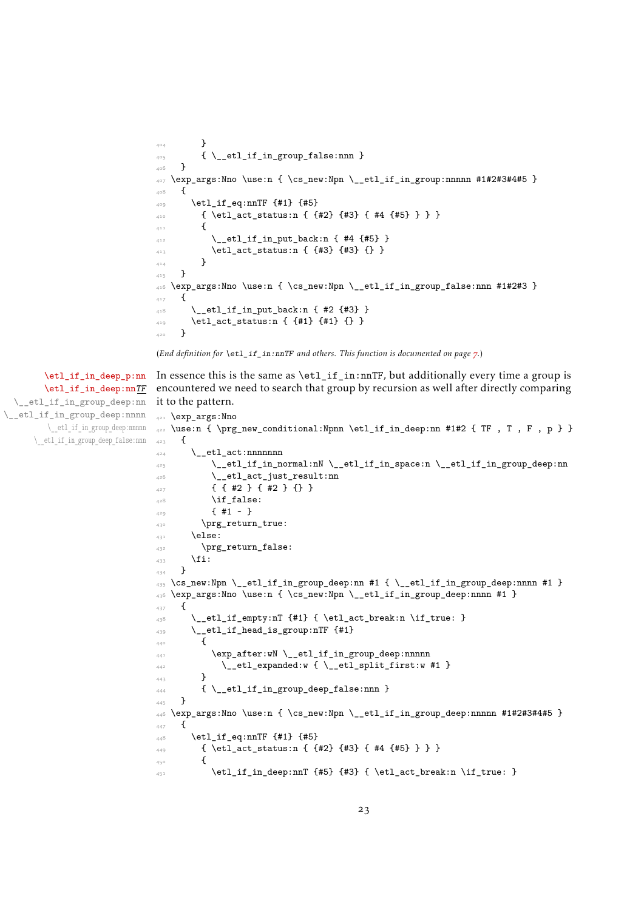```
404       }
405       { \__etl_if_in_group_false:nnn }
406   }
407 \exp_args:Nno \use:n { \cs_new:Npn \__etl_if_in_group:nnnnn #1#2#3#4#5 }
408   {
409     \etl_if_eq:nnTF {#1} {#5}
410       { \etl_act_status:n { {#2} {#3} { #4 {#5} } } }
411       {
412         \__etl_if_in_put_back:n { #4 {#5} }
413         \etl_act_status:n { {#3} {#3} {} }
414       }
415   }
416 \exp_args:Nno \use:n { \cs_new:Npn \__etl_if_in_group_false:nnn #1#2#3 }
417   {
418     \__etl_if_in_put_back:n { #2 {#3} }
419     \etl_act_status:n { {#1} {#1} {} }
420   }
```

(*End definition for* `\etl_if_in:nnTF` *and others. This function is documented on page 7.*)

`\etl_if_in_deep_p:nn`
`\etl_if_in_deep:nnTF`
`\__etl_if_in_group_deep:nn`
`\__etl_if_in_group_deep:nnnn`
`\__etl_if_in_group_deep:nnnnn`
`\__etl_if_in_group_deep_false:nnn`

In essence this is the same as `\etl_if_in:nnTF`, but additionally every time a group is encountered we need to search that group by recursion as well after directly comparing it to the pattern.

```
421 \exp_args:Nno
422 \use:n { \prg_new_conditional:Npnn \etl_if_in_deep:nn #1#2 { TF , T , F , p } }
423   {
424     \__etl_act:nnnnnnn
425         \__etl_if_in_normal:nN \__etl_if_in_space:n \__etl_if_in_group_deep:nn
426         \__etl_act_just_result:nn
427         { { #2 } { #2 } {} }
428         \if_false:
429         { #1 ~ }
430       \prg_return_true:
431     \else:
432       \prg_return_false:
433     \fi:
434   }
435 \cs_new:Npn \__etl_if_in_group_deep:nn #1 { \__etl_if_in_group_deep:nnnn #1 }
436 \exp_args:Nno \use:n { \cs_new:Npn \__etl_if_in_group_deep:nnnn #1 }
437   {
438     \__etl_if_empty:nT {#1} { \etl_act_break:n \if_true: }
439     \__etl_if_head_is_group:nTF {#1}
440       {
441         \exp_after:wN \__etl_if_in_group_deep:nnnnn
442           \__etl_expanded:w { \__etl_split_first:w #1 }
443       }
444       { \__etl_if_in_group_deep_false:nnn }
445   }
446 \exp_args:Nno \use:n { \cs_new:Npn \__etl_if_in_group_deep:nnnnn #1#2#3#4#5 }
447   {
448     \etl_if_eq:nnTF {#1} {#5}
449       { \etl_act_status:n { {#2} {#3} { #4 {#5} } } }
450       {
451         \etl_if_in_deep:nnT {#5} {#3} { \etl_act_break:n \if_true: }
```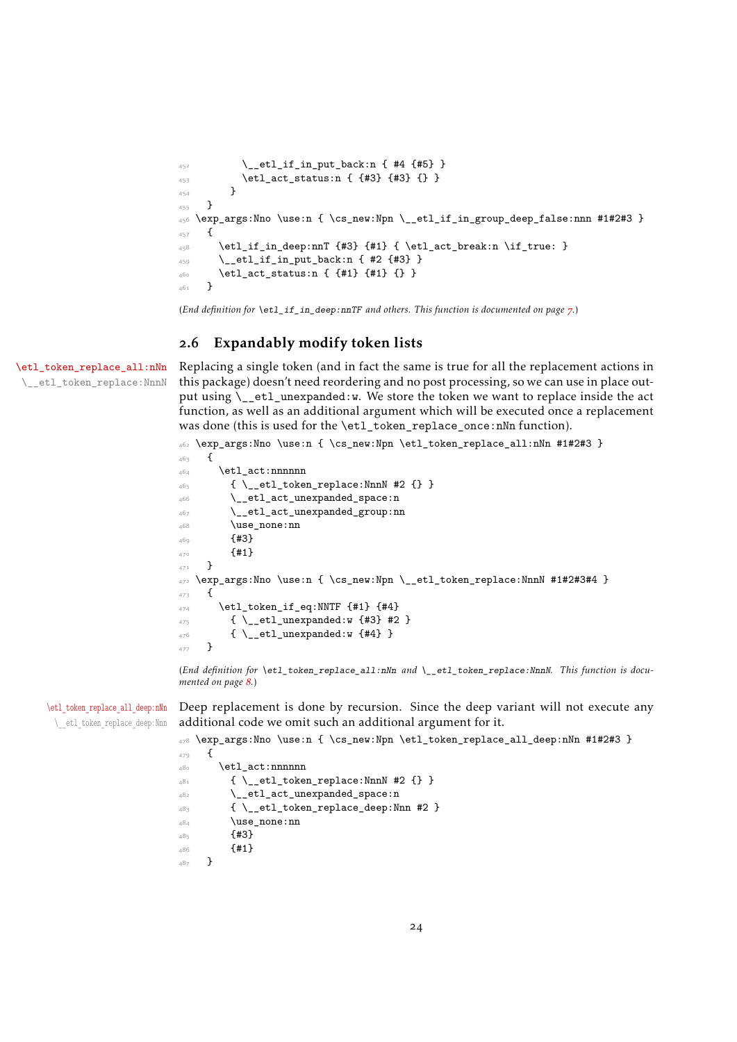```
452          \__etl_if_in_put_back:n { #4 {#5} }
453          \etl_act_status:n { {#3} {#3} {} }
454        }
455    }
456 \exp_args:Nno \use:n { \cs_new:Npn \__etl_if_in_group_deep_false:nnn #1#2#3 }
457    {
458      \etl_if_in_deep:nnT {#3} {#1} { \etl_act_break:n \if_true: }
459      \__etl_if_in_put_back:n { #2 {#3} }
460      \etl_act_status:n { {#1} {#1} {} }
461    }
```

(*End definition for* `\etl_if_in_deep:nnTF` *and others. This function is documented on page 7.*)

## 2.6 Expandably modify token lists

`\etl_token_replace_all:nNn`
`\__etl_token_replace:NnnN`

Replacing a single token (and in fact the same is true for all the replacement actions in this package) doesn't need reordering and no post processing, so we can use in place output using `\__etl_unexpanded:w`. We store the token we want to replace inside the act function, as well as an additional argument which will be executed once a replacement was done (this is used for the `\etl_token_replace_once:nNn` function).

```
462 \exp_args:Nno \use:n { \cs_new:Npn \etl_token_replace_all:nNn #1#2#3 }
463    {
464      \etl_act:nnnnnn
465        { \__etl_token_replace:NnnN #2 {} }
466        \__etl_act_unexpanded_space:n
467        \__etl_act_unexpanded_group:nn
468        \use_none:nn
469        {#3}
470        {#1}
471    }
472 \exp_args:Nno \use:n { \cs_new:Npn \__etl_token_replace:NnnN #1#2#3#4 }
473    {
474      \etl_token_if_eq:NNTF {#1} {#4}
475        { \__etl_unexpanded:w {#3} #2 }
476        { \__etl_unexpanded:w {#4} }
477    }
```

(*End definition for* `\etl_token_replace_all:nNn` *and* `\__etl_token_replace:NnnN`*. This function is documented on page 8.*)

`\etl_token_replace_all_deep:nNn`
`\__etl_token_replace_deep:Nnn`

Deep replacement is done by recursion. Since the deep variant will not execute any additional code we omit such an additional argument for it.

```
478 \exp_args:Nno \use:n { \cs_new:Npn \etl_token_replace_all_deep:nNn #1#2#3 }
479    {
480      \etl_act:nnnnnn
481        { \__etl_token_replace:NnnN #2 {} }
482        \__etl_act_unexpanded_space:n
483        { \__etl_token_replace_deep:Nnn #2 }
484        \use_none:nn
485        {#3}
486        {#1}
487    }
```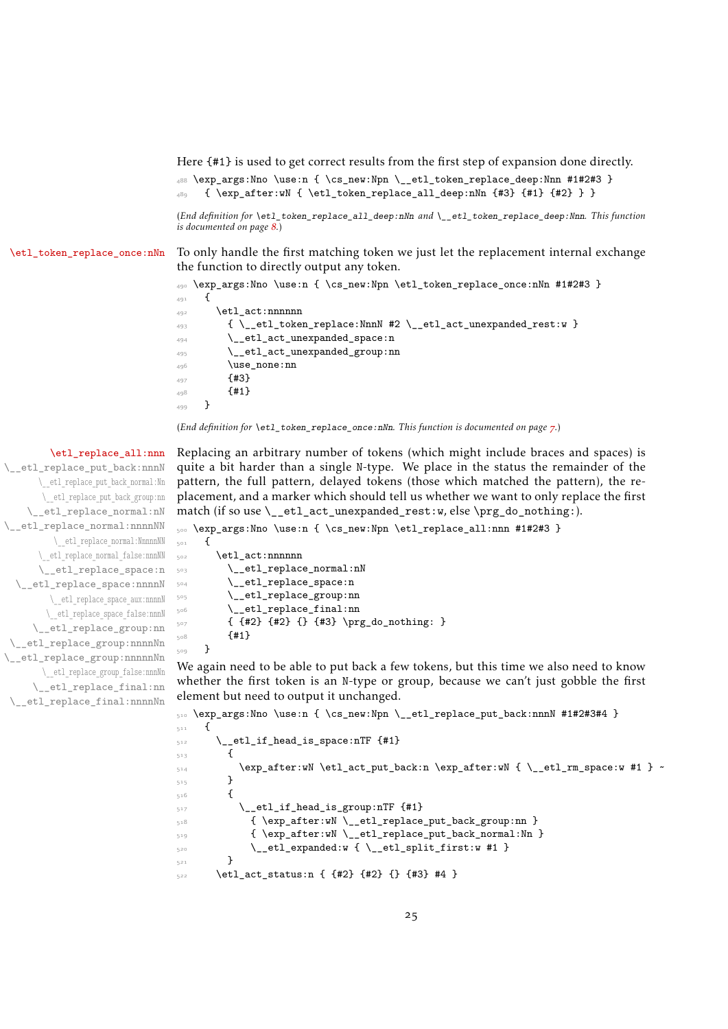Here {#1} is used to get correct results from the first step of expansion done directly.

```
488 \exp_args:Nno \use:n { \cs_new:Npn \__etl_token_replace_deep:Nnn #1#2#3 }
489   { \exp_after:wN { \etl_token_replace_all_deep:nNn {#3} {#1} {#2} } }
```

(*End definition for* `\etl_token_replace_all_deep:nNn` *and* `\__etl_token_replace_deep:Nnn`*. This function is documented on page 8.*)

`\etl_token_replace_once:nNn`

To only handle the first matching token we just let the replacement internal exchange the function to directly output any token.

```
490 \exp_args:Nno \use:n { \cs_new:Npn \etl_token_replace_once:nNn #1#2#3 }
491   {
492     \etl_act:nnnnnn
493       { \__etl_token_replace:NnnN #2 \__etl_act_unexpanded_rest:w }
494       \__etl_act_unexpanded_space:n
495       \__etl_act_unexpanded_group:nn
496       \use_none:nn
497       {#3}
498       {#1}
499   }
```

(*End definition for* `\etl_token_replace_once:nNn`*. This function is documented on page 7.*)

`\etl_replace_all:nnn`
`\__etl_replace_put_back:nnnN`
`\__etl_replace_put_back_normal:Nn`
`\__etl_replace_put_back_group:nn`
`\__etl_replace_normal:nN`
`\__etl_replace_normal:nnnnNN`
`\__etl_replace_normal:NnnnnNN`
`\__etl_replace_normal_false:nnnNN`
`\__etl_replace_space:n`
`\__etl_replace_space:nnnnN`
`\__etl_replace_space_aux:nnnnN`
`\__etl_replace_space_false:nnnN`
`\__etl_replace_group:nn`
`\__etl_replace_group:nnnnNn`
`\__etl_replace_group:nnnnnNn`
`\__etl_replace_group_false:nnnNn`
`\__etl_replace_final:nn`
`\__etl_replace_final:nnnnNn`

Replacing an arbitrary number of tokens (which might include braces and spaces) is quite a bit harder than a single N-type. We place in the status the remainder of the pattern, the full pattern, delayed tokens (those which matched the pattern), the replacement, and a marker which should tell us whether we want to only replace the first match (if so use `\__etl_act_unexpanded_rest:w`, else `\prg_do_nothing:`).

```
500 \exp_args:Nno \use:n { \cs_new:Npn \etl_replace_all:nnn #1#2#3 }
501   {
502     \etl_act:nnnnnn
503       \__etl_replace_normal:nN
504       \__etl_replace_space:n
505       \__etl_replace_group:nn
506       \__etl_replace_final:nn
507       { {#2} {#2} {} {#3} \prg_do_nothing: }
508       {#1}
509   }
```

We again need to be able to put back a few tokens, but this time we also need to know whether the first token is an N-type or group, because we can't just gobble the first element but need to output it unchanged.

```
510 \exp_args:Nno \use:n { \cs_new:Npn \__etl_replace_put_back:nnnN #1#2#3#4 }
511   {
512     \__etl_if_head_is_space:nTF {#1}
513       {
514         \exp_after:wN \etl_act_put_back:n \exp_after:wN { \__etl_rm_space:w #1 } ~
515       }
516       {
517         \__etl_if_head_is_group:nTF {#1}
518           { \exp_after:wN \__etl_replace_put_back_group:nn }
519           { \exp_after:wN \__etl_replace_put_back_normal:Nn }
520           \__etl_expanded:w { \__etl_split_first:w #1 }
521       }
522     \etl_act_status:n { {#2} {#2} {} {#3} #4 }
```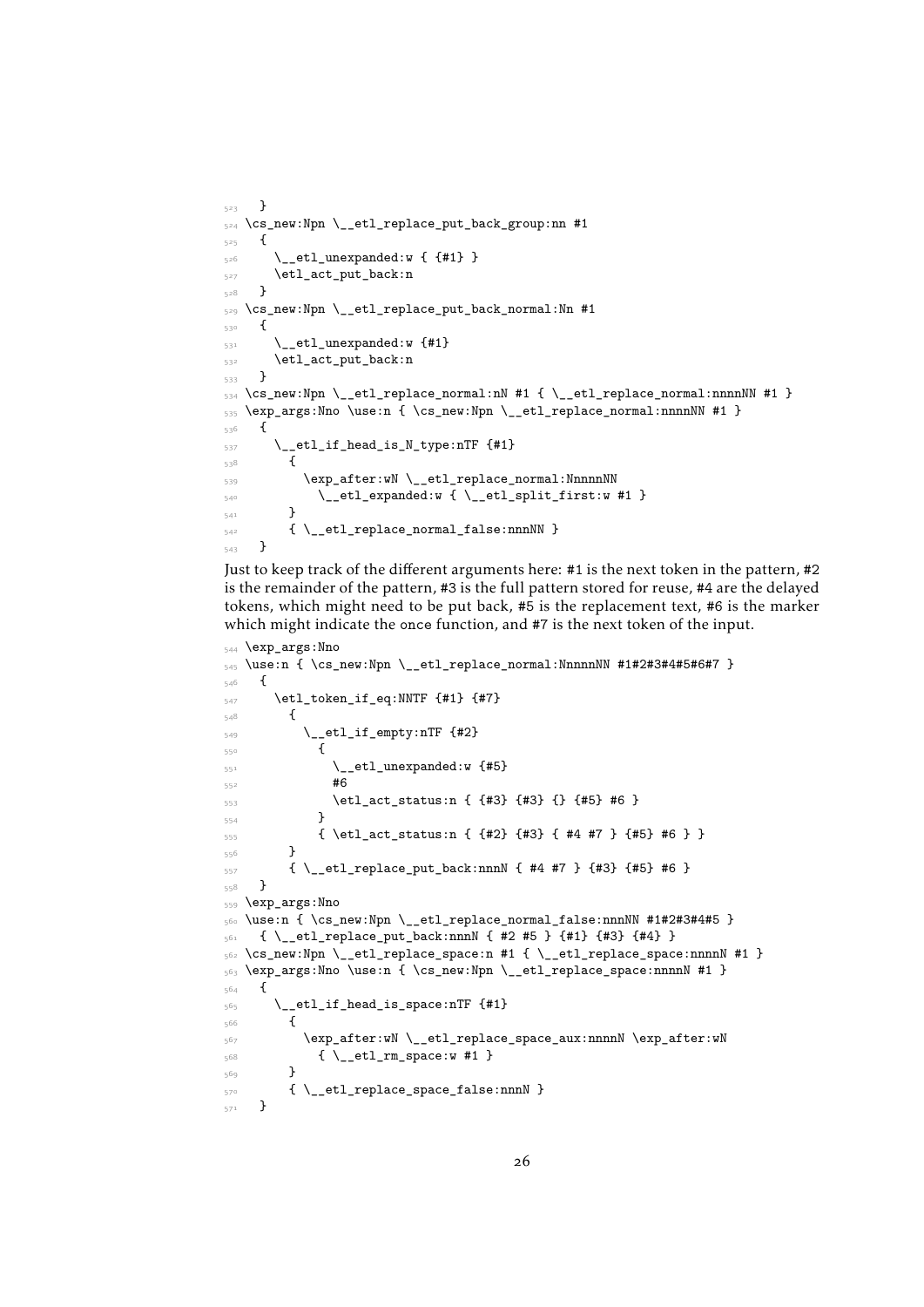```
523   }
524 \cs_new:Npn \__etl_replace_put_back_group:nn #1
525   {
526     \__etl_unexpanded:w { {#1} }
527     \etl_act_put_back:n
528   }
529 \cs_new:Npn \__etl_replace_put_back_normal:Nn #1
530   {
531     \__etl_unexpanded:w {#1}
532     \etl_act_put_back:n
533   }
534 \cs_new:Npn \__etl_replace_normal:nN #1 { \__etl_replace_normal:nnnnNN #1 }
535 \exp_args:Nno \use:n { \cs_new:Npn \__etl_replace_normal:nnnnNN #1 }
536   {
537     \__etl_if_head_is_N_type:nTF {#1}
538       {
539         \exp_after:wN \__etl_replace_normal:NnnnnNN
540           \__etl_expanded:w { \__etl_split_first:w #1 }
541       }
542       { \__etl_replace_normal_false:nnnNN }
543   }
```

Just to keep track of the different arguments here: #1 is the next token in the pattern, #2 is the remainder of the pattern, #3 is the full pattern stored for reuse, #4 are the delayed tokens, which might need to be put back, #5 is the replacement text, #6 is the marker which might indicate the once function, and #7 is the next token of the input.

```
544 \exp_args:Nno
545 \use:n { \cs_new:Npn \__etl_replace_normal:NnnnnNN #1#2#3#4#5#6#7 }
546   {
547     \etl_token_if_eq:NNTF {#1} {#7}
548       {
549         \__etl_if_empty:nTF {#2}
550           {
551             \__etl_unexpanded:w {#5}
552             #6
553             \etl_act_status:n { {#3} {#3} {} {#5} #6 }
554           }
555           { \etl_act_status:n { {#2} {#3} { #4 #7 } {#5} #6 } }
556       }
557       { \__etl_replace_put_back:nnnN { #4 #7 } {#3} {#5} #6 }
558   }
559 \exp_args:Nno
560 \use:n { \cs_new:Npn \__etl_replace_normal_false:nnnNN #1#2#3#4#5 }
561   { \__etl_replace_put_back:nnnN { #2 #5 } {#1} {#3} {#4} }
562 \cs_new:Npn \__etl_replace_space:n #1 { \__etl_replace_space:nnnnN #1 }
563 \exp_args:Nno \use:n { \cs_new:Npn \__etl_replace_space:nnnnN #1 }
564   {
565     \__etl_if_head_is_space:nTF {#1}
566       {
567         \exp_after:wN \__etl_replace_space_aux:nnnnN \exp_after:wN
568           { \__etl_rm_space:w #1 }
569       }
570       { \__etl_replace_space_false:nnnN }
571   }
```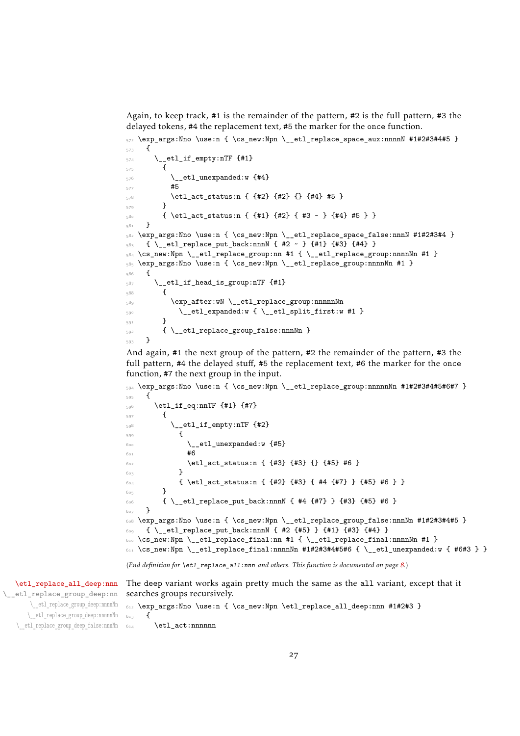Again, to keep track, #1 is the remainder of the pattern, #2 is the full pattern, #3 the delayed tokens, #4 the replacement text, #5 the marker for the once function.

```
572 \exp_args:Nno \use:n { \cs_new:Npn \__etl_replace_space_aux:nnnnN #1#2#3#4#5 }
573   {
574     \__etl_if_empty:nTF {#1}
575       {
576         \__etl_unexpanded:w {#4}
577         #5
578         \etl_act_status:n { {#2} {#2} {} {#4} #5 }
579       }
580       { \etl_act_status:n { {#1} {#2} { #3 ~ } {#4} #5 } }
581   }
582 \exp_args:Nno \use:n { \cs_new:Npn \__etl_replace_space_false:nnnN #1#2#3#4 }
583   { \__etl_replace_put_back:nnnN { #2 ~ } {#1} {#3} {#4} }
584 \cs_new:Npn \__etl_replace_group:nn #1 { \__etl_replace_group:nnnnNn #1 }
585 \exp_args:Nno \use:n { \cs_new:Npn \__etl_replace_group:nnnnNn #1 }
586   {
587     \__etl_if_head_is_group:nTF {#1}
588       {
589         \exp_after:wN \__etl_replace_group:nnnnnNn
590           \__etl_expanded:w { \__etl_split_first:w #1 }
591       }
592       { \__etl_replace_group_false:nnnNn }
593   }
```

And again, #1 the next group of the pattern, #2 the remainder of the pattern, #3 the full pattern, #4 the delayed stuff, #5 the replacement text, #6 the marker for the once function, #7 the next group in the input.

```
594 \exp_args:Nno \use:n { \cs_new:Npn \__etl_replace_group:nnnnnNn #1#2#3#4#5#6#7 }
595   {
596     \etl_if_eq:nnTF {#1} {#7}
597       {
598         \__etl_if_empty:nTF {#2}
599           {
600             \__etl_unexpanded:w {#5}
601             #6
602             \etl_act_status:n { {#3} {#3} {} {#5} #6 }
603           }
604           { \etl_act_status:n { {#2} {#3} { #4 {#7} } {#5} #6 } }
605       }
606       { \__etl_replace_put_back:nnnN { #4 {#7} } {#3} {#5} #6 }
607   }
608 \exp_args:Nno \use:n { \cs_new:Npn \__etl_replace_group_false:nnnNn #1#2#3#4#5 }
609   { \__etl_replace_put_back:nnnN { #2 {#5} } {#1} {#3} {#4} }
610 \cs_new:Npn \__etl_replace_final:nn #1 { \__etl_replace_final:nnnnNn #1 }
611 \cs_new:Npn \__etl_replace_final:nnnnNn #1#2#3#4#5#6 { \__etl_unexpanded:w { #6#3 } }
```

(*End definition for* `\etl_replace_all:nnn` *and others. This function is documented on page 8.*)

`\etl_replace_all_deep:nnn`
`\__etl_replace_group_deep:nn`
`\__etl_replace_group_deep:nnnnNn`
`\__etl_replace_group_deep:nnnnnNn`
`\__etl_replace_group_deep_false:nnnNn`

The deep variant works again pretty much the same as the all variant, except that it searches groups recursively.

```
612 \exp_args:Nno \use:n { \cs_new:Npn \etl_replace_all_deep:nnn #1#2#3 }
613   {
614     \etl_act:nnnnnn
```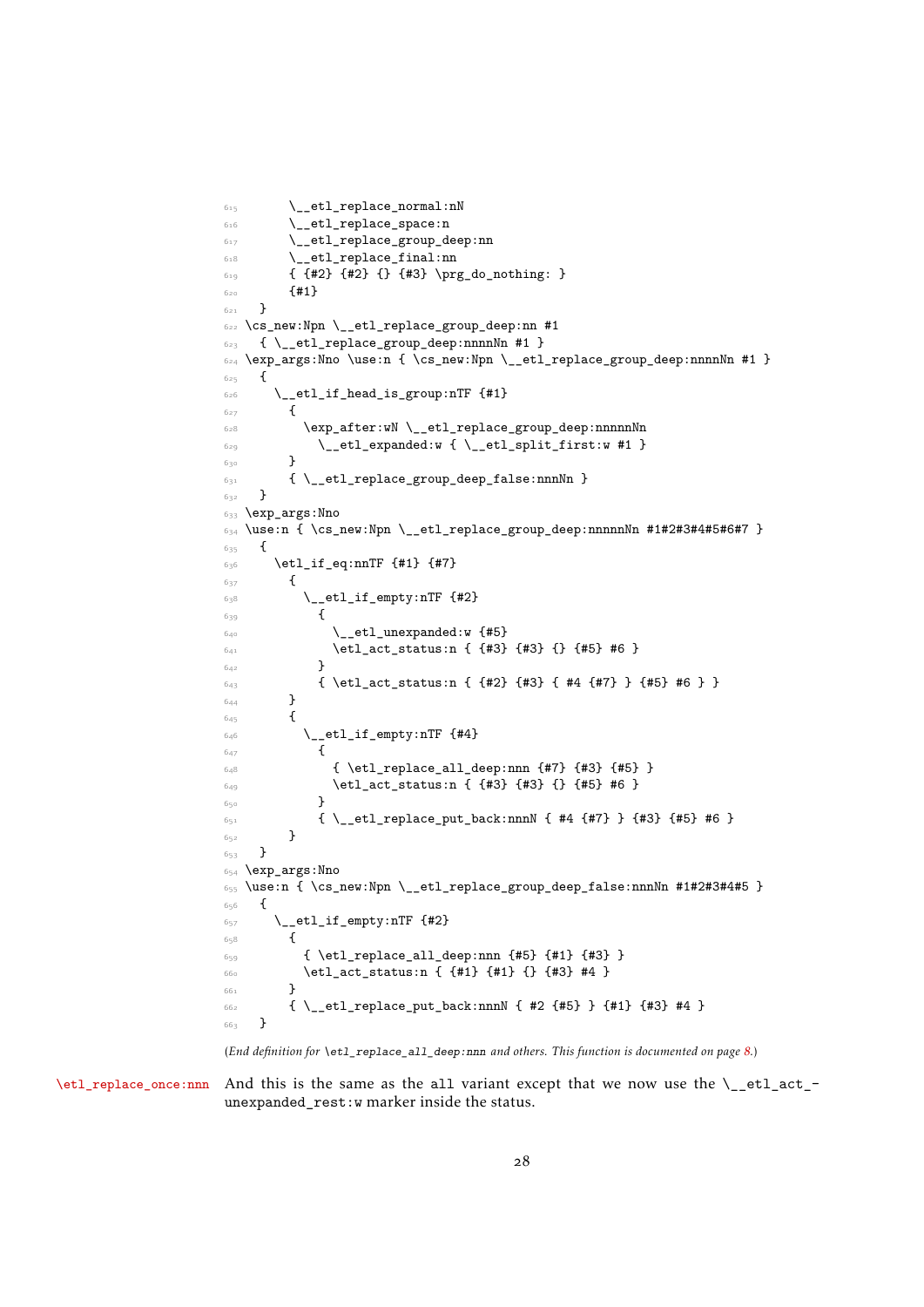```
615       \__etl_replace_normal:nN
616       \__etl_replace_space:n
617       \__etl_replace_group_deep:nn
618       \__etl_replace_final:nn
619       { {#2} {#2} {} {#3} \prg_do_nothing: }
620       {#1}
621   }
622 \cs_new:Npn \__etl_replace_group_deep:nn #1
623   { \__etl_replace_group_deep:nnnnNn #1 }
624 \exp_args:Nno \use:n { \cs_new:Npn \__etl_replace_group_deep:nnnnNn #1 }
625   {
626     \__etl_if_head_is_group:nTF {#1}
627       {
628         \exp_after:wN \__etl_replace_group_deep:nnnnnNn
629           \__etl_expanded:w { \__etl_split_first:w #1 }
630       }
631       { \__etl_replace_group_deep_false:nnnNn }
632   }
633 \exp_args:Nno
634 \use:n { \cs_new:Npn \__etl_replace_group_deep:nnnnnNn #1#2#3#4#5#6#7 }
635   {
636     \etl_if_eq:nnTF {#1} {#7}
637       {
638         \__etl_if_empty:nTF {#2}
639           {
640             \__etl_unexpanded:w {#5}
641             \etl_act_status:n { {#3} {#3} {} {#5} #6 }
642           }
643           { \etl_act_status:n { {#2} {#3} { #4 {#7} } {#5} #6 } }
644       }
645       {
646         \__etl_if_empty:nTF {#4}
647           {
648             { \etl_replace_all_deep:nnn {#7} {#3} {#5} }
649             \etl_act_status:n { {#3} {#3} {} {#5} #6 }
650           }
651           { \__etl_replace_put_back:nnnN { #4 {#7} } {#3} {#5} #6 }
652       }
653   }
654 \exp_args:Nno
655 \use:n { \cs_new:Npn \__etl_replace_group_deep_false:nnnNn #1#2#3#4#5 }
656   {
657     \__etl_if_empty:nTF {#2}
658       {
659         { \etl_replace_all_deep:nnn {#5} {#1} {#3} }
660         \etl_act_status:n { {#1} {#1} {} {#3} #4 }
661       }
662       { \__etl_replace_put_back:nnnN { #2 {#5} } {#1} {#3} #4 }
663   }
```

(*End definition for `\etl_replace_all_deep:nnn` and others. This function is documented on page 8.*)

`\etl_replace_once:nnn` And this is the same as the `all` variant except that we now use the `\__etl_act_unexpanded_rest:w` marker inside the status.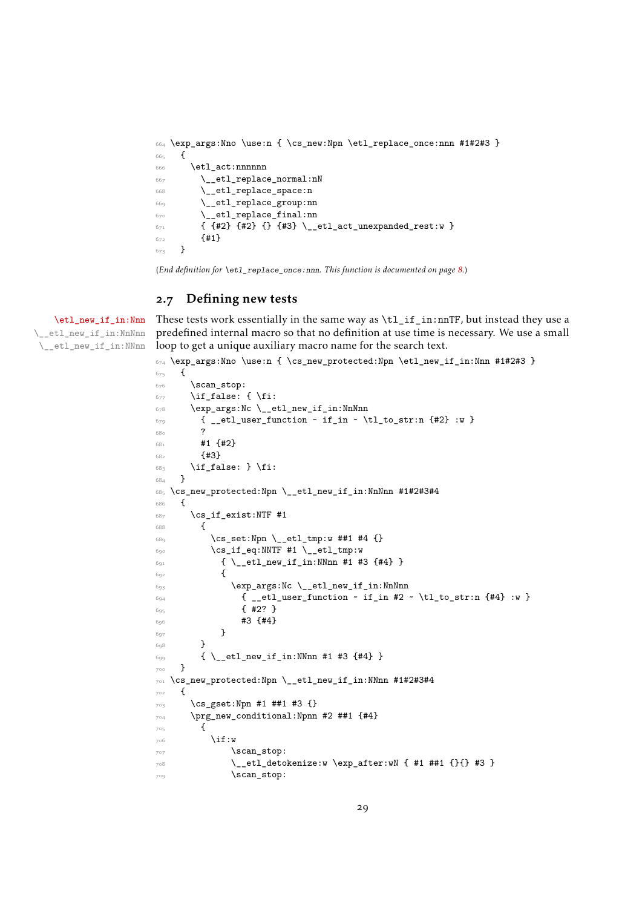```
\exp_args:Nno \use:n { \cs_new:Npn \etl_replace_once:nnn #1#2#3 }
  {
    \etl_act:nnnnnn
      \__etl_replace_normal:nN
      \__etl_replace_space:n
      \__etl_replace_group:nn
      \__etl_replace_final:nn
      { {#2} {#2} {} {#3} \__etl_act_unexpanded_rest:w }
      {#1}
  }
```

(*End definition for* `\etl_replace_once:nnn`*. This function is documented on page 8.*)

## 2.7 Defining new tests

`\etl_new_if_in:Nnn`
`\__etl_new_if_in:NnNnn`
`\__etl_new_if_in:NNnn`

These tests work essentially in the same way as `\tl_if_in:nnTF`, but instead they use a predefined internal macro so that no definition at use time is necessary. We use a small loop to get a unique auxiliary macro name for the search text.

```
\exp_args:Nno \use:n { \cs_new_protected:Npn \etl_new_if_in:Nnn #1#2#3 }
  {
    \scan_stop:
    \if_false: { \fi:
    \exp_args:Nc \__etl_new_if_in:NnNnn
      { __etl_user_function ~ if_in ~ \tl_to_str:n {#2} :w }
      ?
      #1 {#2}
      {#3}
    \if_false: } \fi:
  }
\cs_new_protected:Npn \__etl_new_if_in:NnNnn #1#2#3#4
  {
    \cs_if_exist:NTF #1
      {
        \cs_set:Npn \__etl_tmp:w ##1 #4 {}
        \cs_if_eq:NNTF #1 \__etl_tmp:w
          { \__etl_new_if_in:NNnn #1 #3 {#4} }
          {
            \exp_args:Nc \__etl_new_if_in:NnNnn
              { __etl_user_function ~ if_in #2 ~ \tl_to_str:n {#4} :w }
              { #2? }
              #3 {#4}
          }
      }
      { \__etl_new_if_in:NNnn #1 #3 {#4} }
  }
\cs_new_protected:Npn \__etl_new_if_in:NNnn #1#2#3#4
  {
    \cs_gset:Npn #1 ##1 #3 {}
    \prg_new_conditional:Npnn #2 ##1 {#4}
      {
        \if:w
            \scan_stop:
            \__etl_detokenize:w \exp_after:wN { #1 ##1 {}{} #3 }
            \scan_stop:
```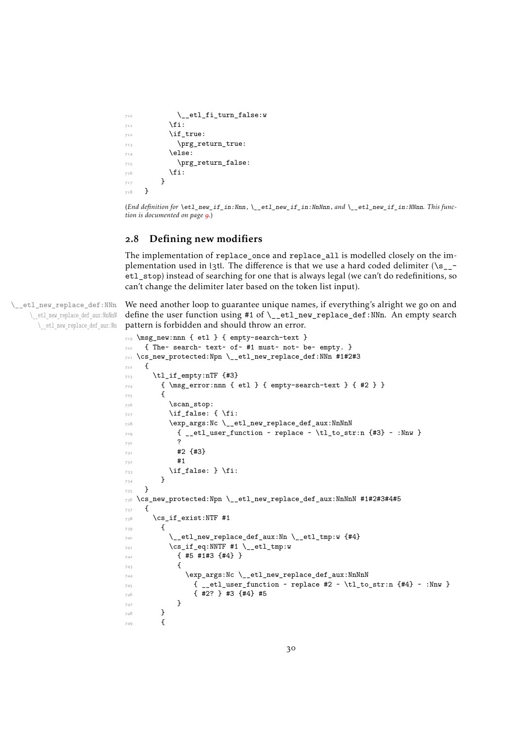```
710           \__etl_fi_turn_false:w
711         \fi:
712         \if_true:
713           \prg_return_true:
714         \else:
715           \prg_return_false:
716         \fi:
717       }
718   }
```

(*End definition for* `\etl_new_if_in:Nnn`*,* `\__etl_new_if_in:NnNnn`*, and* `\__etl_new_if_in:NNnn`*. This function is documented on page 9.*)

## 2.8 Defining new modifiers

The implementation of `replace_once` and `replace_all` is modelled closely on the implementation used in l3tl. The difference is that we use a hard coded delimiter (`\s__etl_stop`) instead of searching for one that is always legal (we can't do redefinitions, so can't change the delimiter later based on the token list input).

`\__etl_new_replace_def:NNn`
`\__etl_new_replace_def_aux:NnNnN`
`\__etl_new_replace_def_aux:Nn`

We need another loop to guarantee unique names, if everything's alright we go on and define the user function using #1 of `\__etl_new_replace_def:NNn`. An empty search pattern is forbidden and should throw an error.

```
719 \msg_new:nnn { etl } { empty-search-text }
720   { The~ search~ text~ of~ #1 must~ not~ be~ empty. }
721 \cs_new_protected:Npn \__etl_new_replace_def:NNn #1#2#3
722   {
723     \tl_if_empty:nTF {#3}
724       { \msg_error:nnn { etl } { empty-search-text } { #2 } }
725       {
726         \scan_stop:
727         \if_false: { \fi:
728         \exp_args:Nc \__etl_new_replace_def_aux:NnNnN
729           { __etl_user_function ~ replace ~ \tl_to_str:n {#3} ~ :Nnw }
730           ?
731           #2 {#3}
732           #1
733         \if_false: } \fi:
734       }
735   }
736 \cs_new_protected:Npn \__etl_new_replace_def_aux:NnNnN #1#2#3#4#5
737   {
738     \cs_if_exist:NTF #1
739       {
740         \__etl_new_replace_def_aux:Nn \__etl_tmp:w {#4}
741         \cs_if_eq:NNTF #1 \__etl_tmp:w
742           { #5 #1#3 {#4} }
743           {
744             \exp_args:Nc \__etl_new_replace_def_aux:NnNnN
745               { __etl_user_function ~ replace #2 ~ \tl_to_str:n {#4} ~ :Nnw }
746               { #2? } #3 {#4} #5
747           }
748       }
749       {
```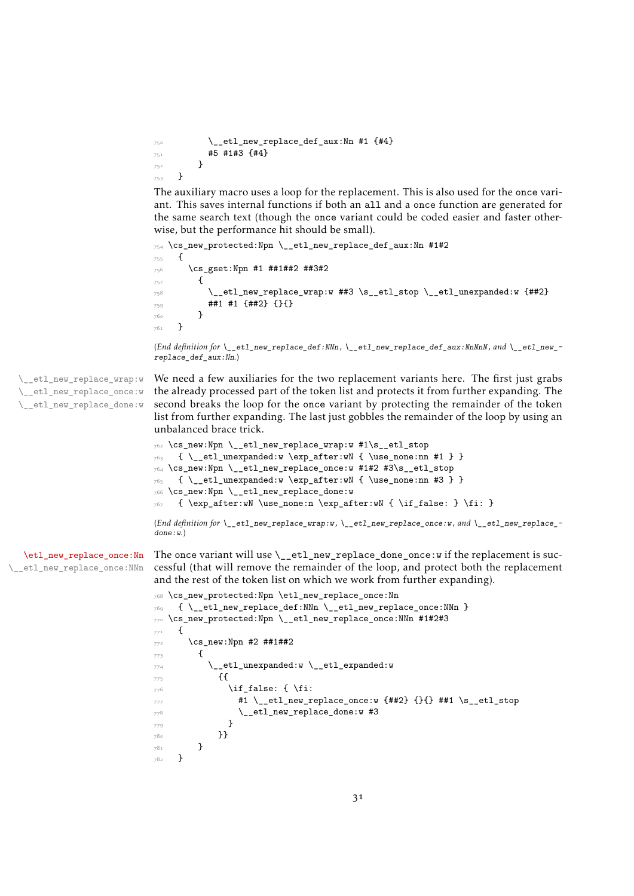```
750         \__etl_new_replace_def_aux:Nn #1 {#4}
751         #5 #1#3 {#4}
752       }
753   }
```

The auxiliary macro uses a loop for the replacement. This is also used for the once variant. This saves internal functions if both an all and a once function are generated for the same search text (though the once variant could be coded easier and faster otherwise, but the performance hit should be small).

```
754 \cs_new_protected:Npn \__etl_new_replace_def_aux:Nn #1#2
755   {
756     \cs_gset:Npn #1 ##1##2 ##3#2
757       {
758         \__etl_new_replace_wrap:w ##3 \s__etl_stop \__etl_unexpanded:w {##2}
759         ##1 #1 {##2} {}{}
760       }
761   }
```

(*End definition for* \__etl_new_replace_def:NNn*,* \__etl_new_replace_def_aux:NnNnN*, and* \__etl_new_replace_def_aux:Nn*.*)

\__etl_new_replace_wrap:w
\__etl_new_replace_once:w
\__etl_new_replace_done:w

We need a few auxiliaries for the two replacement variants here. The first just grabs the already processed part of the token list and protects it from further expanding. The second breaks the loop for the once variant by protecting the remainder of the token list from further expanding. The last just gobbles the remainder of the loop by using an unbalanced brace trick.

```
762 \cs_new:Npn \__etl_new_replace_wrap:w #1\s__etl_stop
763   { \__etl_unexpanded:w \exp_after:wN { \use_none:nn #1 } }
764 \cs_new:Npn \__etl_new_replace_once:w #1#2 #3\s__etl_stop
765   { \__etl_unexpanded:w \exp_after:wN { \use_none:nn #3 } }
766 \cs_new:Npn \__etl_new_replace_done:w
767   { \exp_after:wN \use_none:n \exp_after:wN { \if_false: } \fi: }
```

(*End definition for* \__etl_new_replace_wrap:w*,* \__etl_new_replace_once:w*, and* \__etl_new_replace_done:w*.*)

\etl_new_replace_once:Nn
\__etl_new_replace_once:NNn

The once variant will use \__etl_new_replace_done_once:w if the replacement is successful (that will remove the remainder of the loop, and protect both the replacement and the rest of the token list on which we work from further expanding).

```
768 \cs_new_protected:Npn \etl_new_replace_once:Nn
769   { \__etl_new_replace_def:NNn \__etl_new_replace_once:NNn }
770 \cs_new_protected:Npn \__etl_new_replace_once:NNn #1#2#3
771   {
772     \cs_new:Npn #2 ##1##2
773       {
774         \__etl_unexpanded:w \__etl_expanded:w
775           {{
776             \if_false: { \fi:
777               #1 \__etl_new_replace_once:w {##2} {}{} ##1 \s__etl_stop
778               \__etl_new_replace_done:w #3
779             }
780           }}
781       }
782   }
```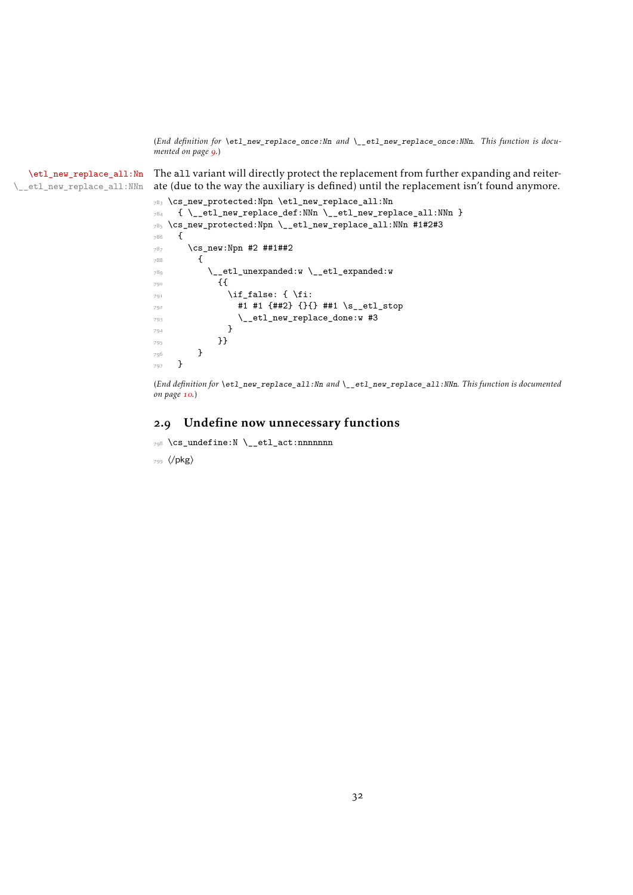(*End definition for* `\etl_new_replace_once:Nn` *and* `\__etl_new_replace_once:NNn`*. This function is documented on page 9.*)

`\etl_new_replace_all:Nn`
`\__etl_new_replace_all:NNn`

The `all` variant will directly protect the replacement from further expanding and reiterate (due to the way the auxiliary is defined) until the replacement isn't found anymore.

```
783 \cs_new_protected:Npn \etl_new_replace_all:Nn
784   { \__etl_new_replace_def:NNn \__etl_new_replace_all:NNn }
785 \cs_new_protected:Npn \__etl_new_replace_all:NNn #1#2#3
786   {
787     \cs_new:Npn #2 ##1##2
788       {
789         \__etl_unexpanded:w \__etl_expanded:w
790           {{
791             \if_false: { \fi:
792               #1 #1 {##2} {}{} ##1 \s__etl_stop
793               \__etl_new_replace_done:w #3
794             }
795           }}
796       }
797   }
```

(*End definition for* `\etl_new_replace_all:Nn` *and* `\__etl_new_replace_all:NNn`*. This function is documented on page 10.*)

## 2.9 Undefine now unnecessary functions

```
798 \cs_undefine:N \__etl_act:nnnnnnn
799 </pkg>
```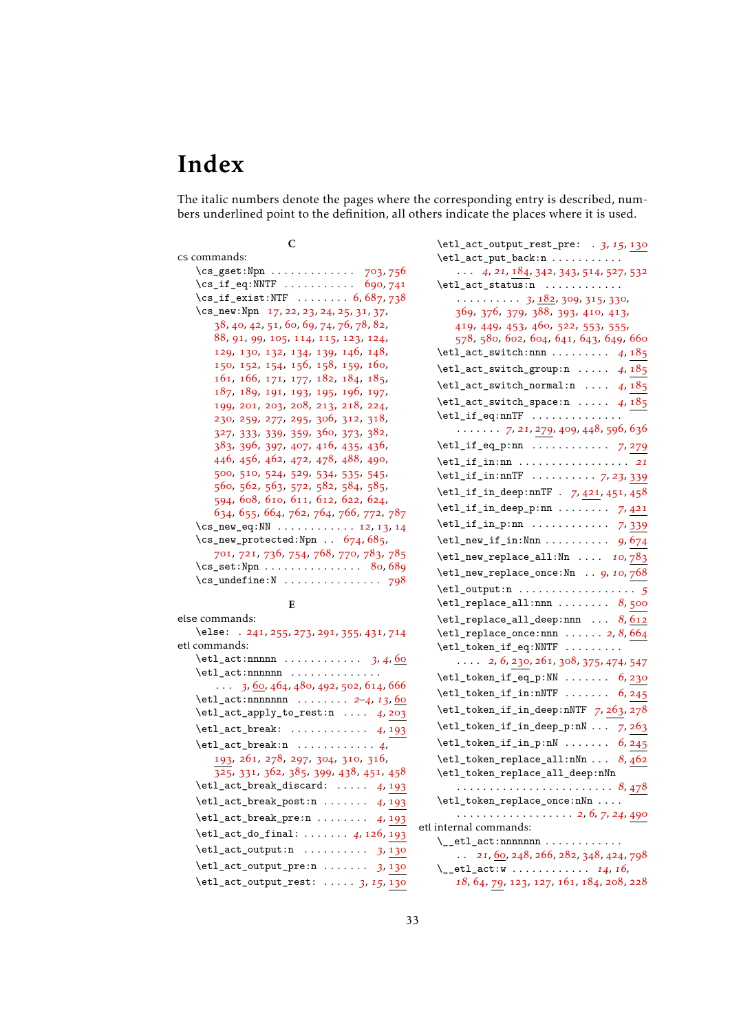# Index

The italic numbers denote the pages where the corresponding entry is described, numbers underlined point to the definition, all others indicate the places where it is used.

## C

cs commands:
- \cs_gset:Npn . . . . . . . . . . . . . 703, 756
- \cs_if_eq:NNTF . . . . . . . . . . . 690, 741
- \cs_if_exist:NTF . . . . . . . . *6*, 687, 738
- \cs_new:Npn 17, 22, 23, 24, 25, 31, 37, 38, 40, 42, 51, 60, 69, 74, 76, 78, 82, 88, 91, 99, 105, 114, 115, 123, 124, 129, 130, 132, 134, 139, 146, 148, 150, 152, 154, 156, 158, 159, 160, 161, 166, 171, 177, 182, 184, 185, 187, 189, 191, 193, 195, 196, 197, 199, 201, 203, 208, 213, 218, 224, 230, 259, 277, 295, 306, 312, 318, 327, 333, 339, 359, 360, 373, 382, 383, 396, 397, 407, 416, 435, 436, 446, 456, 462, 472, 478, 488, 490, 500, 510, 524, 529, 534, 535, 545, 560, 562, 563, 572, 582, 584, 585, 594, 608, 610, 611, 612, 622, 624, 634, 655, 664, 762, 764, 766, 772, 787
- \cs_new_eq:NN . . . . . . . . . . . . 12, 13, 14
- \cs_new_protected:Npn . . 674, 685, 701, 721, 736, 754, 768, 770, 783, 785
- \cs_set:Npn . . . . . . . . . . . . . . . 80, 689
- \cs_undefine:N . . . . . . . . . . . . . . . 798

## E

else commands:
- \else: . 241, 255, 273, 291, 355, 431, 714

etl commands:
- \etl_act:nnnnn . . . . . . . . . . . . *3*, *4*, 60
- \etl_act:nnnnnn . . . . . . . . . . . . . . *3*, 60, 464, 480, 492, 502, 614, 666
- \etl_act:nnnnnnn . . . . . . . . *2*–*4*, *13*, 60
- \etl_act_apply_to_rest:n . . . . *4*, 203
- \etl_act_break: . . . . . . . . . . . . *4*, 193
- \etl_act_break:n . . . . . . . . . . . . *4*, 193, 261, 278, 297, 304, 310, 316, 325, 331, 362, 385, 399, 438, 451, 458
- \etl_act_break_discard: . . . . . *4*, 193
- \etl_act_break_post:n . . . . . . . *4*, 193
- \etl_act_break_pre:n . . . . . . . . *4*, 193
- \etl_act_do_final: . . . . . . . *4*, 126, 193
- \etl_act_output:n . . . . . . . . . . *3*, 130
- \etl_act_output_pre:n . . . . . . . *3*, 130
- \etl_act_output_rest: . . . . . *3*, *15*, 130
- \etl_act_output_rest_pre: . *3*, *15*, 130
- \etl_act_put_back:n . . . . . . . . . . . . . *4*, *21*, 184, 342, 343, 514, 527, 532
- \etl_act_status:n . . . . . . . . . . . . . . . . . . . . . . *3*, 182, 309, 315, 330, 369, 376, 379, 388, 393, 410, 413, 419, 449, 453, 460, 522, 553, 555, 578, 580, 602, 604, 641, 643, 649, 660
- \etl_act_switch:nnn . . . . . . . . . *4*, 185
- \etl_act_switch_group:n . . . . . *4*, 185
- \etl_act_switch_normal:n . . . . *4*, 185
- \etl_act_switch_space:n . . . . . *4*, 185
- \etl_if_eq:nnTF . . . . . . . . . . . . . . . . . . . . *7*, *21*, 279, 409, 448, 596, 636
- \etl_if_eq_p:nn . . . . . . . . . . . . *7*, 279
- \etl_if_in:nn . . . . . . . . . . . . . . . . . *21*
- \etl_if_in:nnTF . . . . . . . . . . *7*, *23*, 339
- \etl_if_in_deep:nnTF . *7*, 421, 451, 458
- \etl_if_in_deep_p:nn . . . . . . . . *7*, 421
- \etl_if_in_p:nn . . . . . . . . . . . . *7*, 339
- \etl_new_if_in:Nnn . . . . . . . . . . *9*, 674
- \etl_new_replace_all:Nn . . . . *10*, 783
- \etl_new_replace_once:Nn . . *9*, *10*, 768
- \etl_output:n . . . . . . . . . . . . . . . . . . *5*
- \etl_replace_all:nnn . . . . . . . . *8*, 500
- \etl_replace_all_deep:nnn . . . *8*, 612
- \etl_replace_once:nnn . . . . . . *2*, *8*, 664
- \etl_token_if_eq:NNTF . . . . . . . . . . . . *2*, *6*, 230, 261, 308, 375, 474, 547
- \etl_token_if_eq_p:NN . . . . . . . *6*, 230
- \etl_token_if_in:nNTF . . . . . . . *6*, 245
- \etl_token_if_in_deep:nNTF *7*, 263, 278
- \etl_token_if_in_deep_p:nN . . . *7*, 263
- \etl_token_if_in_p:nN . . . . . . . *6*, 245
- \etl_token_replace_all:nNn . . . *8*, 462
- \etl_token_replace_all_deep:nNn . . . . . . . . . . . . . . . . . . . . . . . . . *8*, 478
- \etl_token_replace_once:nNn . . . . . . . . . . . . . . . . . . . . . . *2*, *6*, *7*, *24*, 490

etl internal commands:
- \__etl_act:nnnnnnn . . . . . . . . . . . . . . *21*, 60, 248, 266, 282, 348, 424, 798
- \__etl_act:w . . . . . . . . . . . *14*, *16*, *18*, 64, 79, 123, 127, 161, 184, 208, 228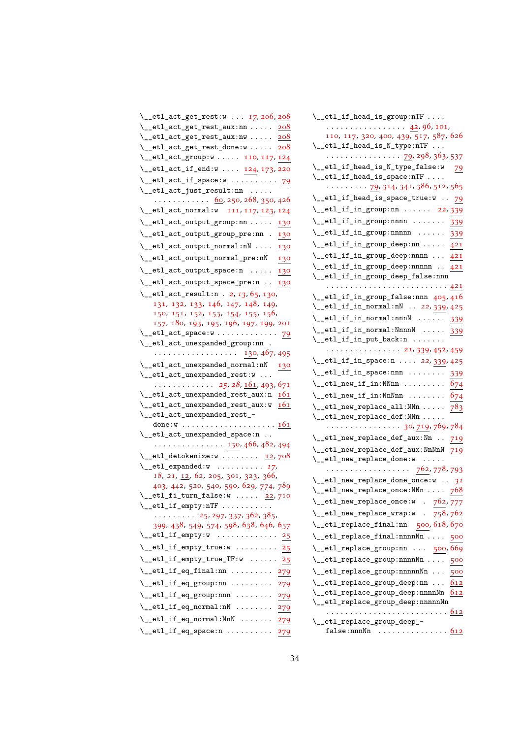\__etl_act_get_rest:w . . . *17*, 206, 208
\__etl_act_get_rest_aux:nn . . . . . 208
\__etl_act_get_rest_aux:nw . . . . . 208
\__etl_act_get_rest_done:w . . . . . 208
\__etl_act_group:w . . . . . 110, 117, 124
\__etl_act_if_end:w . . . . 124, 173, 220
\__etl_act_if_space:w . . . . . . . . . . 79
\__etl_act_just_result:nn . . . . . . . . . . . . . . . . 60, 250, 268, 350, 426
\__etl_act_normal:w 111, 117, 123, 124
\__etl_act_output_group:nn . . . . . 130
\__etl_act_output_group_pre:nn . 130
\__etl_act_output_normal:nN . . . . 130
\__etl_act_output_normal_pre:nN 130
\__etl_act_output_space:n . . . . . 130
\__etl_act_output_space_pre:n . . 130
\__etl_act_result:n . *2*, *13*, 65, 130, 131, 132, 133, 146, 147, 148, 149, 150, 151, 152, 153, 154, 155, 156, 157, 180, 193, 195, 196, 197, 199, 201
\__etl_act_space:w . . . . . . . . . . . . . 79
\__etl_act_unexpanded_group:nn . . . . . . . . . . . . . . . . . . 130, 467, 495
\__etl_act_unexpanded_normal:nN 130
\__etl_act_unexpanded_rest:w . . . . . . . . . . . . . . . . *25*, *28*, 161, 493, 671
\__etl_act_unexpanded_rest_aux:n 161
\__etl_act_unexpanded_rest_aux:w 161
\__etl_act_unexpanded_rest_-done:w . . . . . . . . . . . . . . . . . . . . 161
\__etl_act_unexpanded_space:n . . . . . . . . . . . . . . . . . 130, 466, 482, 494
\__etl_detokenize:w . . . . . . . . 12, 708
\__etl_expanded:w . . . . . . . . . . *17*, *18*, *21*, 12, 62, 205, 301, 323, 366, 403, 442, 520, 540, 590, 629, 774, 789
\__etl_fi_turn_false:w . . . . . 22, 710
\__etl_if_empty:nTF . . . . . . . . . . . . . . . . . . . . 25, 297, 337, 362, 385, 399, 438, 549, 574, 598, 638, 646, 657
\__etl_if_empty:w . . . . . . . . . . . . . 25
\__etl_if_empty_true:w . . . . . . . . . 25
\__etl_if_empty_true_TF:w . . . . . . 25
\__etl_if_eq_final:nn . . . . . . . . . 279
\__etl_if_eq_group:nn . . . . . . . . . 279
\__etl_if_eq_group:nnn . . . . . . . . 279
\__etl_if_eq_normal:nN . . . . . . . . 279
\__etl_if_eq_normal:NnN . . . . . . . 279
\__etl_if_eq_space:n . . . . . . . . . . 279
\__etl_if_head_is_group:nTF . . . . . . . . . . . . . . . . . . . . . 42, 96, 101, 110, 117, 320, 400, 439, 517, 587, 626
\__etl_if_head_is_N_type:nTF . . . . . . . . . . . . . . . . . . . 79, 298, 363, 537
\__etl_if_head_is_N_type_false:w 79
\__etl_if_head_is_space:nTF . . . . . . . . . . . . . 79, 314, 341, 386, 512, 565
\__etl_if_head_is_space_true:w . . 79
\__etl_if_in_group:nn . . . . . . 22, 339
\__etl_if_in_group:nnnn . . . . . . . 339
\__etl_if_in_group:nnnnn . . . . . . 339
\__etl_if_in_group_deep:nn . . . . . 421
\__etl_if_in_group_deep:nnnn . . . 421
\__etl_if_in_group_deep:nnnnn . . 421
\__etl_if_in_group_deep_false:nnn . . . . . . . . . . . . . . . . . . . . . . . . . 421
\__etl_if_in_group_false:nnn 405, 416
\__etl_if_in_normal:nN . . *22*, 339, 425
\__etl_if_in_normal:nnnN . . . . . . 339
\__etl_if_in_normal:NnnnN . . . . . 339
\__etl_if_in_put_back:n . . . . . . . . . . . . . . . . . . . . . . *21*, 339, 452, 459
\__etl_if_in_space:n . . . . *22*, 339, 425
\__etl_if_in_space:nnn . . . . . . . . 339
\__etl_new_if_in:NNnn . . . . . . . . . 674
\__etl_new_if_in:NnNnn . . . . . . . . 674
\__etl_new_replace_all:NNn . . . . . 783
\__etl_new_replace_def:NNn . . . . . . . . . . . . . . . . . . . . . *30*, 719, 769, 784
\__etl_new_replace_def_aux:Nn . . 719
\__etl_new_replace_def_aux:NnNnN 719
\__etl_new_replace_done:w . . . . . . . . . . . . . . . . . . . . . . . 762, 778, 793
\__etl_new_replace_done_once:w . . *31*
\__etl_new_replace_once:NNn . . . . 768
\__etl_new_replace_once:w . 762, 777
\__etl_new_replace_wrap:w . 758, 762
\__etl_replace_final:nn 500, 618, 670
\__etl_replace_final:nnnnNn . . . . 500
\__etl_replace_group:nn . . . 500, 669
\__etl_replace_group:nnnnNn . . . . 500
\__etl_replace_group:nnnnnNn . . . 500
\__etl_replace_group_deep:nn . . . 612
\__etl_replace_group_deep:nnnnNn 612
\__etl_replace_group_deep:nnnnnNn . . . . . . . . . . . . . . . . . . . . . . . . . 612
\__etl_replace_group_deep_-false:nnnNn . . . . . . . . . . . . . . . 612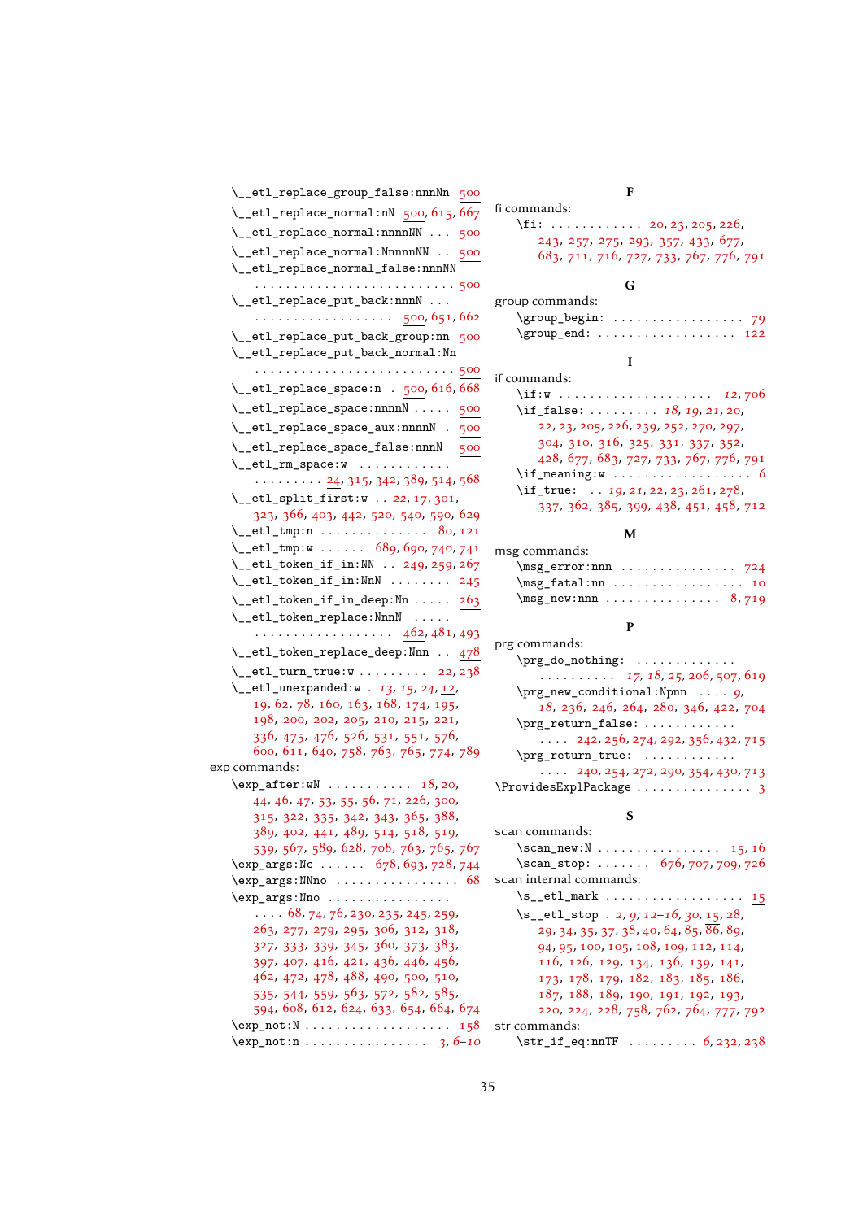\__etl_replace_group_false:nnnNn 500
\__etl_replace_normal:nN 500, 615, 667
\__etl_replace_normal:nnnnNN . . . 500
\__etl_replace_normal:NnnnnNN . . 500
\__etl_replace_normal_false:nnnNN . . . . . . . . . . . . . . . . . . . . . . . . . 500
\__etl_replace_put_back:nnnN . . . . . . . . . . . . . . . . . . . . 500, 651, 662
\__etl_replace_put_back_group:nn 500
\__etl_replace_put_back_normal:Nn . . . . . . . . . . . . . . . . . . . . . . . . . 500
\__etl_replace_space:n . 500, 616, 668
\__etl_replace_space:nnnnN . . . . . 500
\__etl_replace_space_aux:nnnnN . 500
\__etl_replace_space_false:nnnN 500
\__etl_rm_space:w . . . . . . . . . . . . . . . . . . . . 24, 315, 342, 389, 514, 568
\__etl_split_first:w . . 22, 17, 301, 323, 366, 403, 442, 520, 540, 590, 629
\__etl_tmp:n . . . . . . . . . . . . . . 80, 121
\__etl_tmp:w . . . . . . 689, 690, 740, 741
\__etl_token_if_in:NN . . 249, 259, 267
\__etl_token_if_in:NnN . . . . . . . . 245
\__etl_token_if_in_deep:Nn . . . . . 263
\__etl_token_replace:NnnN . . . . . . . . . . . . . . . . . . . . . . . 462, 481, 493
\__etl_token_replace_deep:Nnn . . 478
\__etl_turn_true:w . . . . . . . . . 22, 238
\__etl_unexpanded:w . 13, 15, 24, 12, 19, 62, 78, 160, 163, 168, 174, 195, 198, 200, 202, 205, 210, 215, 221, 336, 475, 476, 526, 531, 551, 576, 600, 611, 640, 758, 763, 765, 774, 789

exp commands:
\exp_after:wN . . . . . . . . . . . 18, 20, 44, 46, 47, 53, 55, 56, 71, 226, 300, 315, 322, 335, 342, 343, 365, 388, 389, 402, 441, 489, 514, 518, 519, 539, 567, 589, 628, 708, 763, 765, 767
\exp_args:Nc . . . . . . 678, 693, 728, 744
\exp_args:NNno . . . . . . . . . . . . . . . . 68
\exp_args:Nno . . . . . . . . . . . . . . . . . . . 68, 74, 76, 230, 235, 245, 259, 263, 277, 279, 295, 306, 312, 318, 327, 333, 339, 345, 360, 373, 383, 397, 407, 416, 421, 436, 446, 456, 462, 472, 478, 488, 490, 500, 510, 535, 544, 559, 563, 572, 582, 585, 594, 608, 612, 624, 633, 654, 664, 674
\exp_not:N . . . . . . . . . . . . . . . . . . . 158
\exp_not:n . . . . . . . . . . . . . . . . 3, 6–10

**F**

fi commands:
\fi: . . . . . . . . . . . . 20, 23, 205, 226, 243, 257, 275, 293, 357, 433, 677, 683, 711, 716, 727, 733, 767, 776, 791

**G**

group commands:
\group_begin: . . . . . . . . . . . . . . . . . 79
\group_end: . . . . . . . . . . . . . . . . . . 122

**I**

if commands:
\if:w . . . . . . . . . . . . . . . . . . . . 12, 706
\if_false: . . . . . . . . . 18, 19, 21, 20, 22, 23, 205, 226, 239, 252, 270, 297, 304, 310, 316, 325, 331, 337, 352, 428, 677, 683, 727, 733, 767, 776, 791
\if_meaning:w . . . . . . . . . . . . . . . . . . 6
\if_true: . . 19, 21, 22, 23, 261, 278, 337, 362, 385, 399, 438, 451, 458, 712

**M**

msg commands:
\msg_error:nnn . . . . . . . . . . . . . . . 724
\msg_fatal:nn . . . . . . . . . . . . . . . . . 10
\msg_new:nnn . . . . . . . . . . . . . . . 8, 719

**P**

prg commands:
\prg_do_nothing: . . . . . . . . . . . . . . . . . . . . . . . 17, 18, 25, 206, 507, 619
\prg_new_conditional:Npnn . . . . 9, 18, 236, 246, 264, 280, 346, 422, 704
\prg_return_false: . . . . . . . . . . . . . . . . 242, 256, 274, 292, 356, 432, 715
\prg_return_true: . . . . . . . . . . . . . . . 240, 254, 272, 290, 354, 430, 713
\ProvidesExplPackage . . . . . . . . . . . . . . . 3

**S**

scan commands:
\scan_new:N . . . . . . . . . . . . . . . . 15, 16
\scan_stop: . . . . . . . 676, 707, 709, 726

scan internal commands:
\s__etl_mark . . . . . . . . . . . . . . . . . . 15
\s__etl_stop . 2, 9, 12–16, 30, 15, 28, 29, 34, 35, 37, 38, 40, 64, 85, 86, 89, 94, 95, 100, 105, 108, 109, 112, 114, 116, 126, 129, 134, 136, 139, 141, 173, 178, 179, 182, 183, 185, 186, 187, 188, 189, 190, 191, 192, 193, 220, 224, 228, 758, 762, 764, 777, 792

str commands:
\str_if_eq:nnTF . . . . . . . . . 6, 232, 238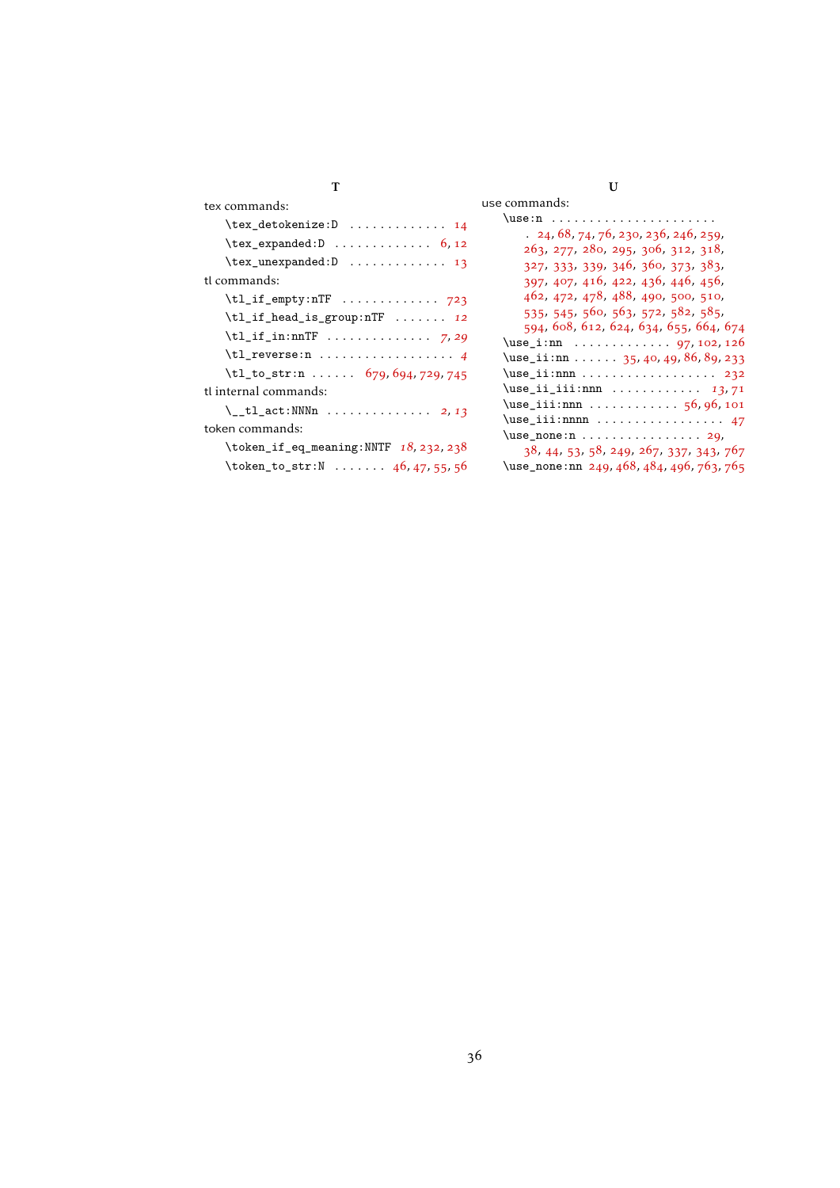**T**

tex commands:

- \tex_detokenize:D . . . . . . . . . . . . . 14
- \tex_expanded:D . . . . . . . . . . . . . 6, 12
- \tex_unexpanded:D . . . . . . . . . . . . . 13

tl commands:

- \tl_if_empty:nTF . . . . . . . . . . . . . 723
- \tl_if_head_is_group:nTF . . . . . . . *12*
- \tl_if_in:nnTF . . . . . . . . . . . . . . *7*, *29*
- \tl_reverse:n . . . . . . . . . . . . . . . . . . *4*
- \tl_to_str:n . . . . . . 679, 694, 729, 745

tl internal commands:

- \__tl_act:NNNn . . . . . . . . . . . . . . *2*, *13*

token commands:

- \token_if_eq_meaning:NNTF *18*, 232, 238
- \token_to_str:N . . . . . . . 46, 47, 55, 56

**U**

use commands:

- \use:n . . . . . . . . . . . . . . . . . . . . . . . 24, 68, 74, 76, 230, 236, 246, 259, 263, 277, 280, 295, 306, 312, 318, 327, 333, 339, 346, 360, 373, 383, 397, 407, 416, 422, 436, 446, 456, 462, 472, 478, 488, 490, 500, 510, 535, 545, 560, 563, 572, 582, 585, 594, 608, 612, 624, 634, 655, 664, 674
- \use_i:nn . . . . . . . . . . . . . 97, 102, 126
- \use_ii:nn . . . . . . 35, 40, 49, 86, 89, 233
- \use_ii:nnn . . . . . . . . . . . . . . . . . . 232
- \use_ii_iii:nnn . . . . . . . . . . . . *13*, 71
- \use_iii:nnn . . . . . . . . . . . . 56, 96, 101
- \use_iii:nnnn . . . . . . . . . . . . . . . . . 47
- \use_none:n . . . . . . . . . . . . . . . . 29, 38, 44, 53, 58, 249, 267, 337, 343, 767
- \use_none:nn 249, 468, 484, 496, 763, 765